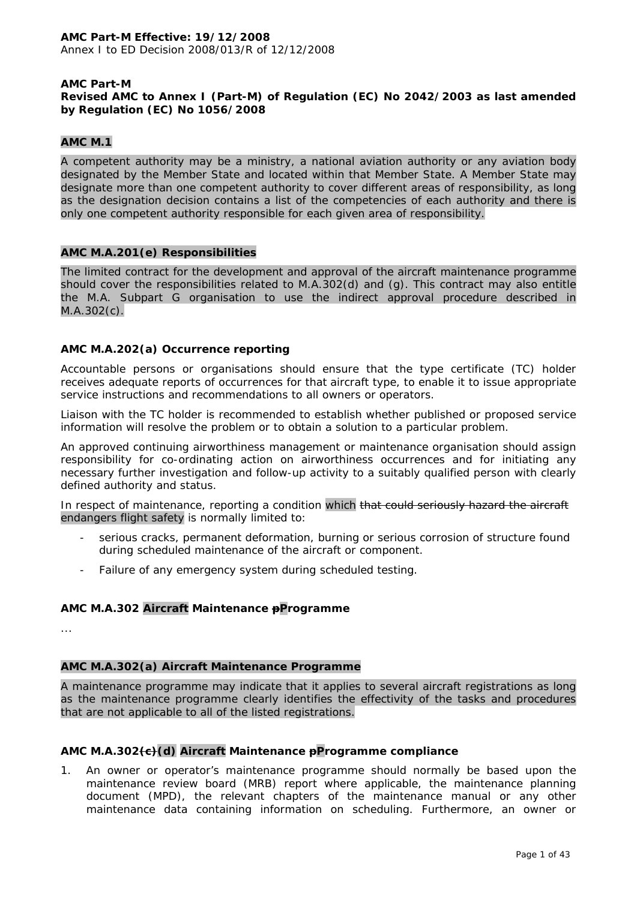**AMC Part-M Effective: 19/12/2008**
Annex I to ED Decision 2008/013/R of 12/12/2008

**AMC Part-M**
**Revised AMC to Annex I (Part-M) of Regulation (EC) No 2042/2003 as last amended by Regulation (EC) No 1056/2008**

## AMC M.1

A competent authority may be a ministry, a national aviation authority or any aviation body designated by the Member State and located within that Member State. A Member State may designate more than one competent authority to cover different areas of responsibility, as long as the designation decision contains a list of the competencies of each authority and there is only one competent authority responsible for each given area of responsibility.

## AMC M.A.201(e) Responsibilities

The limited contract for the development and approval of the aircraft maintenance programme should cover the responsibilities related to M.A.302(d) and (g). This contract may also entitle the M.A. Subpart G organisation to use the indirect approval procedure described in M.A.302(c).

## AMC M.A.202(a) Occurrence reporting

Accountable persons or organisations should ensure that the type certificate (TC) holder receives adequate reports of occurrences for that aircraft type, to enable it to issue appropriate service instructions and recommendations to all owners or operators.

Liaison with the TC holder is recommended to establish whether published or proposed service information will resolve the problem or to obtain a solution to a particular problem.

An approved continuing airworthiness management or maintenance organisation should assign responsibility for co-ordinating action on airworthiness occurrences and for initiating any necessary further investigation and follow-up activity to a suitably qualified person with clearly defined authority and status.

In respect of maintenance, reporting a condition which ~~that could seriously hazard the aircraft~~ endangers flight safety is normally limited to:

- serious cracks, permanent deformation, burning or serious corrosion of structure found during scheduled maintenance of the aircraft or component.
- Failure of any emergency system during scheduled testing.

## AMC M.A.302 Aircraft Maintenance ~~p~~Programme

…

## AMC M.A.302(a) Aircraft Maintenance Programme

A maintenance programme may indicate that it applies to several aircraft registrations as long as the maintenance programme clearly identifies the effectivity of the tasks and procedures that are not applicable to all of the listed registrations.

## AMC M.A.302~~(c)~~(d) Aircraft Maintenance ~~p~~Programme compliance

1. An owner or operator's maintenance programme should normally be based upon the maintenance review board (MRB) report where applicable, the maintenance planning document (MPD), the relevant chapters of the maintenance manual or any other maintenance data containing information on scheduling. Furthermore, an owner or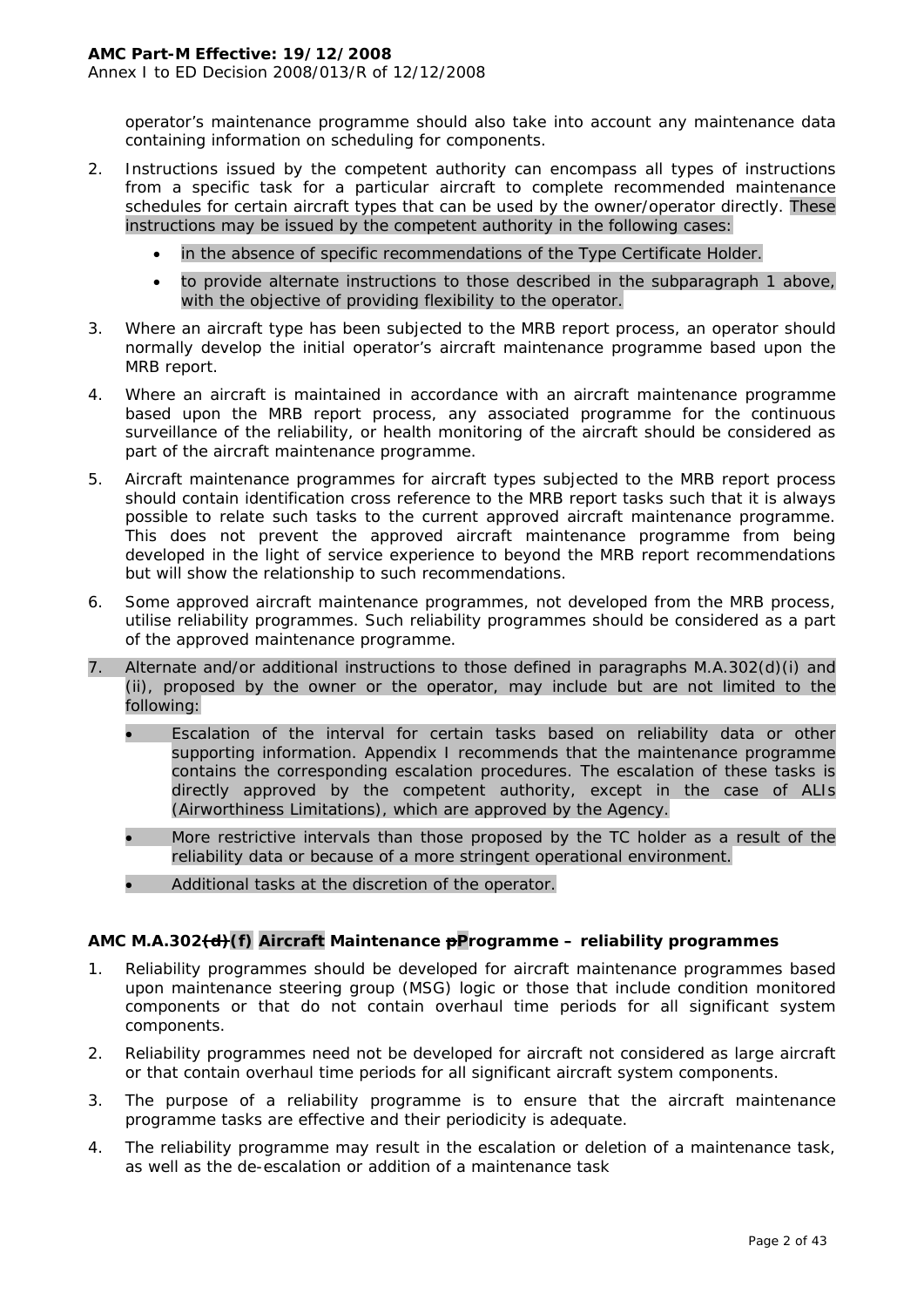operator's maintenance programme should also take into account any maintenance data containing information on scheduling for components.

2. Instructions issued by the competent authority can encompass all types of instructions from a specific task for a particular aircraft to complete recommended maintenance schedules for certain aircraft types that can be used by the owner/operator directly. These instructions may be issued by the competent authority in the following cases:

   - in the absence of specific recommendations of the Type Certificate Holder.
   - to provide alternate instructions to those described in the subparagraph 1 above, with the objective of providing flexibility to the operator.

3. Where an aircraft type has been subjected to the MRB report process, an operator should normally develop the initial operator's aircraft maintenance programme based upon the MRB report.

4. Where an aircraft is maintained in accordance with an aircraft maintenance programme based upon the MRB report process, any associated programme for the continuous surveillance of the reliability, or health monitoring of the aircraft should be considered as part of the aircraft maintenance programme.

5. Aircraft maintenance programmes for aircraft types subjected to the MRB report process should contain identification cross reference to the MRB report tasks such that it is always possible to relate such tasks to the current approved aircraft maintenance programme. This does not prevent the approved aircraft maintenance programme from being developed in the light of service experience to beyond the MRB report recommendations but will show the relationship to such recommendations.

6. Some approved aircraft maintenance programmes, not developed from the MRB process, utilise reliability programmes. Such reliability programmes should be considered as a part of the approved maintenance programme.

7. Alternate and/or additional instructions to those defined in paragraphs M.A.302(d)(i) and (ii), proposed by the owner or the operator, may include but are not limited to the following:

   - Escalation of the interval for certain tasks based on reliability data or other supporting information. Appendix I recommends that the maintenance programme contains the corresponding escalation procedures. The escalation of these tasks is directly approved by the competent authority, except in the case of ALIs (Airworthiness Limitations), which are approved by the Agency.
   - More restrictive intervals than those proposed by the TC holder as a result of the reliability data or because of a more stringent operational environment.
   - Additional tasks at the discretion of the operator.

### AMC M.A.302~~(d)~~(f) Aircraft Maintenance ~~p~~Programme – reliability programmes

1. Reliability programmes should be developed for aircraft maintenance programmes based upon maintenance steering group (MSG) logic or those that include condition monitored components or that do not contain overhaul time periods for all significant system components.

2. Reliability programmes need not be developed for aircraft not considered as large aircraft or that contain overhaul time periods for all significant aircraft system components.

3. The purpose of a reliability programme is to ensure that the aircraft maintenance programme tasks are effective and their periodicity is adequate.

4. The reliability programme may result in the escalation or deletion of a maintenance task, as well as the de-escalation or addition of a maintenance task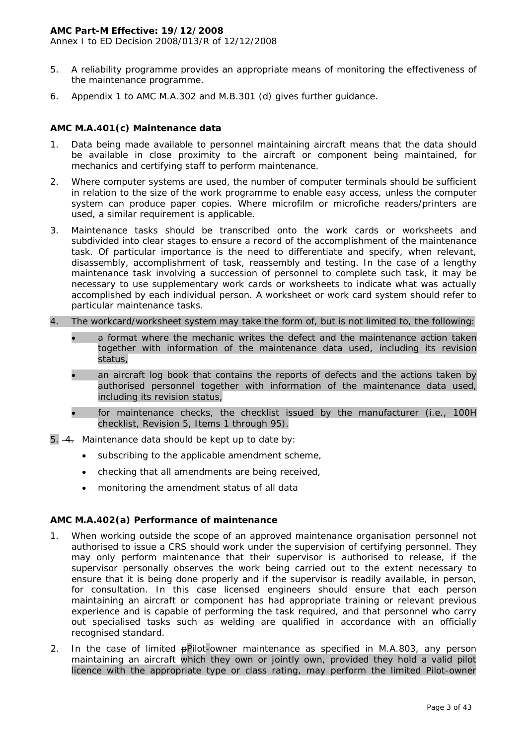5. A reliability programme provides an appropriate means of monitoring the effectiveness of the maintenance programme.

6. Appendix 1 to AMC M.A.302 and M.B.301 (d) gives further guidance.

### AMC M.A.401(c) Maintenance data

1. Data being made available to personnel maintaining aircraft means that the data should be available in close proximity to the aircraft or component being maintained, for mechanics and certifying staff to perform maintenance.

2. Where computer systems are used, the number of computer terminals should be sufficient in relation to the size of the work programme to enable easy access, unless the computer system can produce paper copies. Where microfilm or microfiche readers/printers are used, a similar requirement is applicable.

3. Maintenance tasks should be transcribed onto the work cards or worksheets and subdivided into clear stages to ensure a record of the accomplishment of the maintenance task. Of particular importance is the need to differentiate and specify, when relevant, disassembly, accomplishment of task, reassembly and testing. In the case of a lengthy maintenance task involving a succession of personnel to complete such task, it may be necessary to use supplementary work cards or worksheets to indicate what was actually accomplished by each individual person. A worksheet or work card system should refer to particular maintenance tasks.

4. The workcard/worksheet system may take the form of, but is not limited to, the following:

   - a format where the mechanic writes the defect and the maintenance action taken together with information of the maintenance data used, including its revision status,
   - an aircraft log book that contains the reports of defects and the actions taken by authorised personnel together with information of the maintenance data used, including its revision status,
   - for maintenance checks, the checklist issued by the manufacturer (i.e., 100H checklist, Revision 5, Items 1 through 95).

5. ~~4.~~ Maintenance data should be kept up to date by:

   - subscribing to the applicable amendment scheme,
   - checking that all amendments are being received,
   - monitoring the amendment status of all data

### AMC M.A.402(a) Performance of maintenance

1. When working outside the scope of an approved maintenance organisation personnel not authorised to issue a CRS should work under the supervision of certifying personnel. They may only perform maintenance that their supervisor is authorised to release, if the supervisor personally observes the work being carried out to the extent necessary to ensure that it is being done properly and if the supervisor is readily available, in person, for consultation. In this case licensed engineers should ensure that each person maintaining an aircraft or component has had appropriate training or relevant previous experience and is capable of performing the task required, and that personnel who carry out specialised tasks such as welding are qualified in accordance with an officially recognised standard.

2. In the case of limited ~~p~~Pilot-owner maintenance as specified in M.A.803, any person maintaining an aircraft which they own or jointly own, provided they hold a valid pilot licence with the appropriate type or class rating, may perform the limited Pilot-owner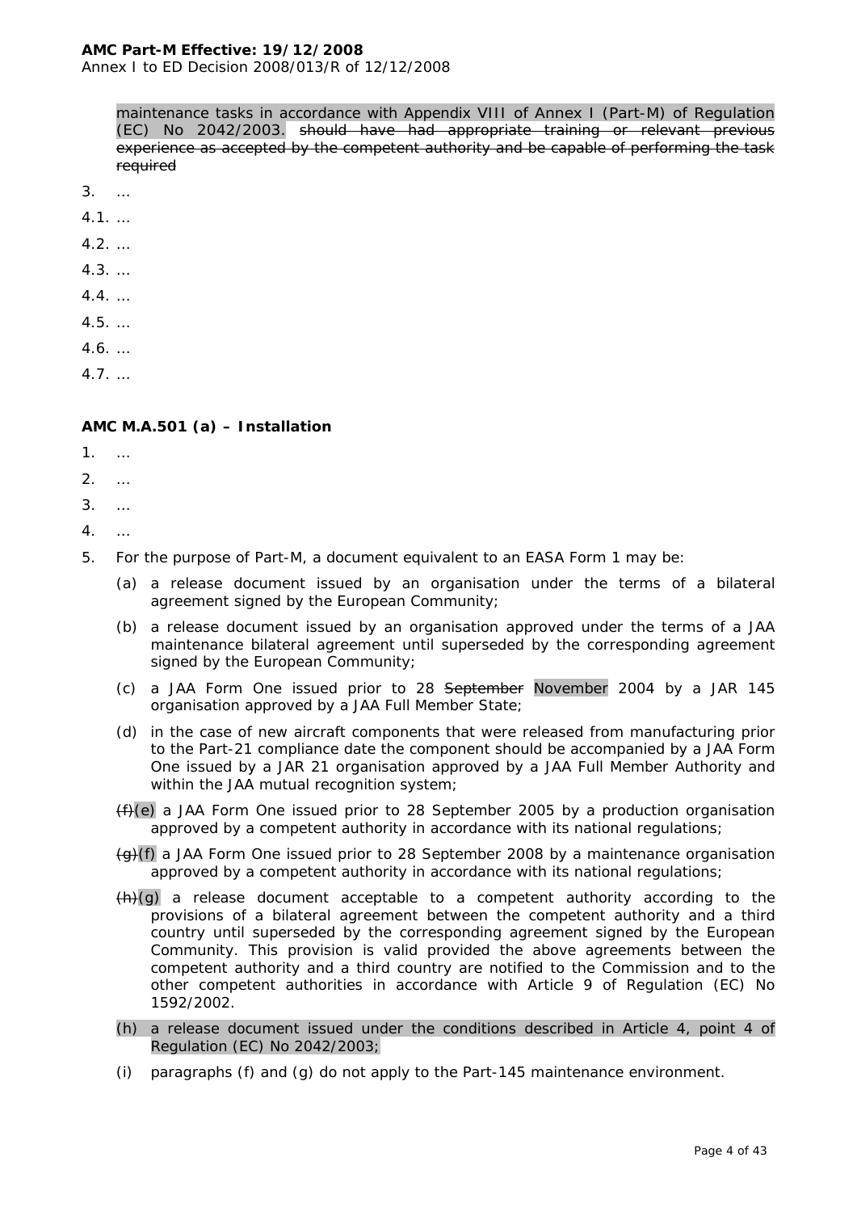maintenance tasks in accordance with Appendix VIII of Annex I (Part-M) of Regulation (EC) No 2042/2003. ~~should have had appropriate training or relevant previous experience as accepted by the competent authority and be capable of performing the task required~~

3. …

4.1. …

4.2. …

4.3. …

4.4. …

4.5. …

4.6. …

4.7. …

**AMC M.A.501 (a) – Installation**

1. …
2. …
3. …
4. …
5. For the purpose of Part-M, a document equivalent to an EASA Form 1 may be:

   (a) a release document issued by an organisation under the terms of a bilateral agreement signed by the European Community;

   (b) a release document issued by an organisation approved under the terms of a JAA maintenance bilateral agreement until superseded by the corresponding agreement signed by the European Community;

   (c) a JAA Form One issued prior to 28 ~~September~~ November 2004 by a JAR 145 organisation approved by a JAA Full Member State;

   (d) in the case of new aircraft components that were released from manufacturing prior to the Part-21 compliance date the component should be accompanied by a JAA Form One issued by a JAR 21 organisation approved by a JAA Full Member Authority and within the JAA mutual recognition system;

   ~~(f)~~(e) a JAA Form One issued prior to 28 September 2005 by a production organisation approved by a competent authority in accordance with its national regulations;

   ~~(g)~~(f) a JAA Form One issued prior to 28 September 2008 by a maintenance organisation approved by a competent authority in accordance with its national regulations;

   ~~(h)~~(g) a release document acceptable to a competent authority according to the provisions of a bilateral agreement between the competent authority and a third country until superseded by the corresponding agreement signed by the European Community. This provision is valid provided the above agreements between the competent authority and a third country are notified to the Commission and to the other competent authorities in accordance with Article 9 of Regulation (EC) No 1592/2002.

   (h) a release document issued under the conditions described in Article 4, point 4 of Regulation (EC) No 2042/2003;

   (i) paragraphs (f) and (g) do not apply to the Part-145 maintenance environment.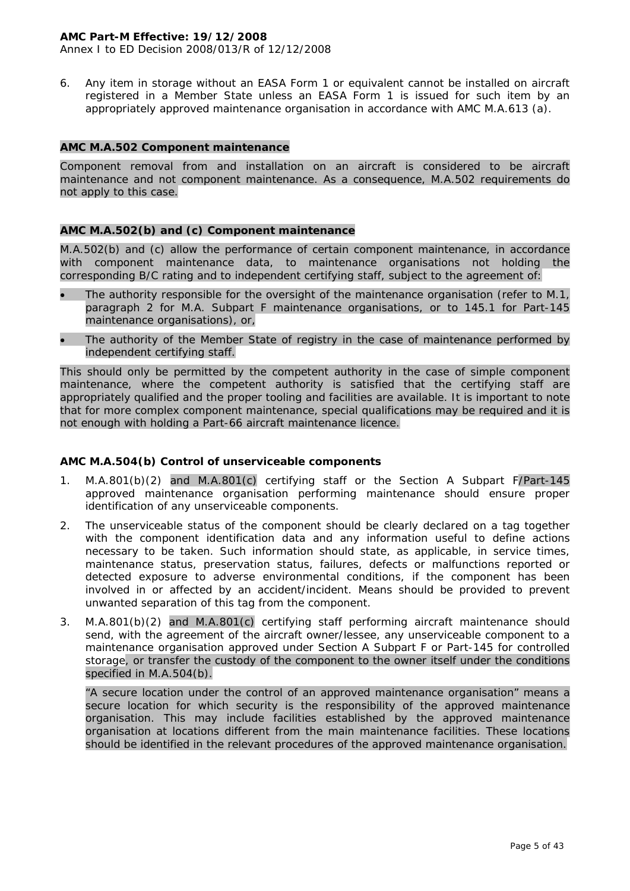6. Any item in storage without an EASA Form 1 or equivalent cannot be installed on aircraft registered in a Member State unless an EASA Form 1 is issued for such item by an appropriately approved maintenance organisation in accordance with AMC M.A.613 (a).

**AMC M.A.502 Component maintenance**

Component removal from and installation on an aircraft is considered to be aircraft maintenance and not component maintenance. As a consequence, M.A.502 requirements do not apply to this case.

**AMC M.A.502(b) and (c) Component maintenance**

M.A.502(b) and (c) allow the performance of certain component maintenance, in accordance with component maintenance data, to maintenance organisations not holding the corresponding B/C rating and to independent certifying staff, subject to the agreement of:

- The authority responsible for the oversight of the maintenance organisation (refer to M.1, paragraph 2 for M.A. Subpart F maintenance organisations, or to 145.1 for Part-145 maintenance organisations), or,
- The authority of the Member State of registry in the case of maintenance performed by independent certifying staff.

This should only be permitted by the competent authority in the case of simple component maintenance, where the competent authority is satisfied that the certifying staff are appropriately qualified and the proper tooling and facilities are available. It is important to note that for more complex component maintenance, special qualifications may be required and it is not enough with holding a Part-66 aircraft maintenance licence.

**AMC M.A.504(b) Control of unserviceable components**

1. M.A.801(b)(2) and M.A.801(c) certifying staff or the Section A Subpart F/Part-145 approved maintenance organisation performing maintenance should ensure proper identification of any unserviceable components.
2. The unserviceable status of the component should be clearly declared on a tag together with the component identification data and any information useful to define actions necessary to be taken. Such information should state, as applicable, in service times, maintenance status, preservation status, failures, defects or malfunctions reported or detected exposure to adverse environmental conditions, if the component has been involved in or affected by an accident/incident. Means should be provided to prevent unwanted separation of this tag from the component.
3. M.A.801(b)(2) and M.A.801(c) certifying staff performing aircraft maintenance should send, with the agreement of the aircraft owner/lessee, any unserviceable component to a maintenance organisation approved under Section A Subpart F or Part-145 for controlled storage, or transfer the custody of the component to the owner itself under the conditions specified in M.A.504(b).

   "A secure location under the control of an approved maintenance organisation" means a secure location for which security is the responsibility of the approved maintenance organisation. This may include facilities established by the approved maintenance organisation at locations different from the main maintenance facilities. These locations should be identified in the relevant procedures of the approved maintenance organisation.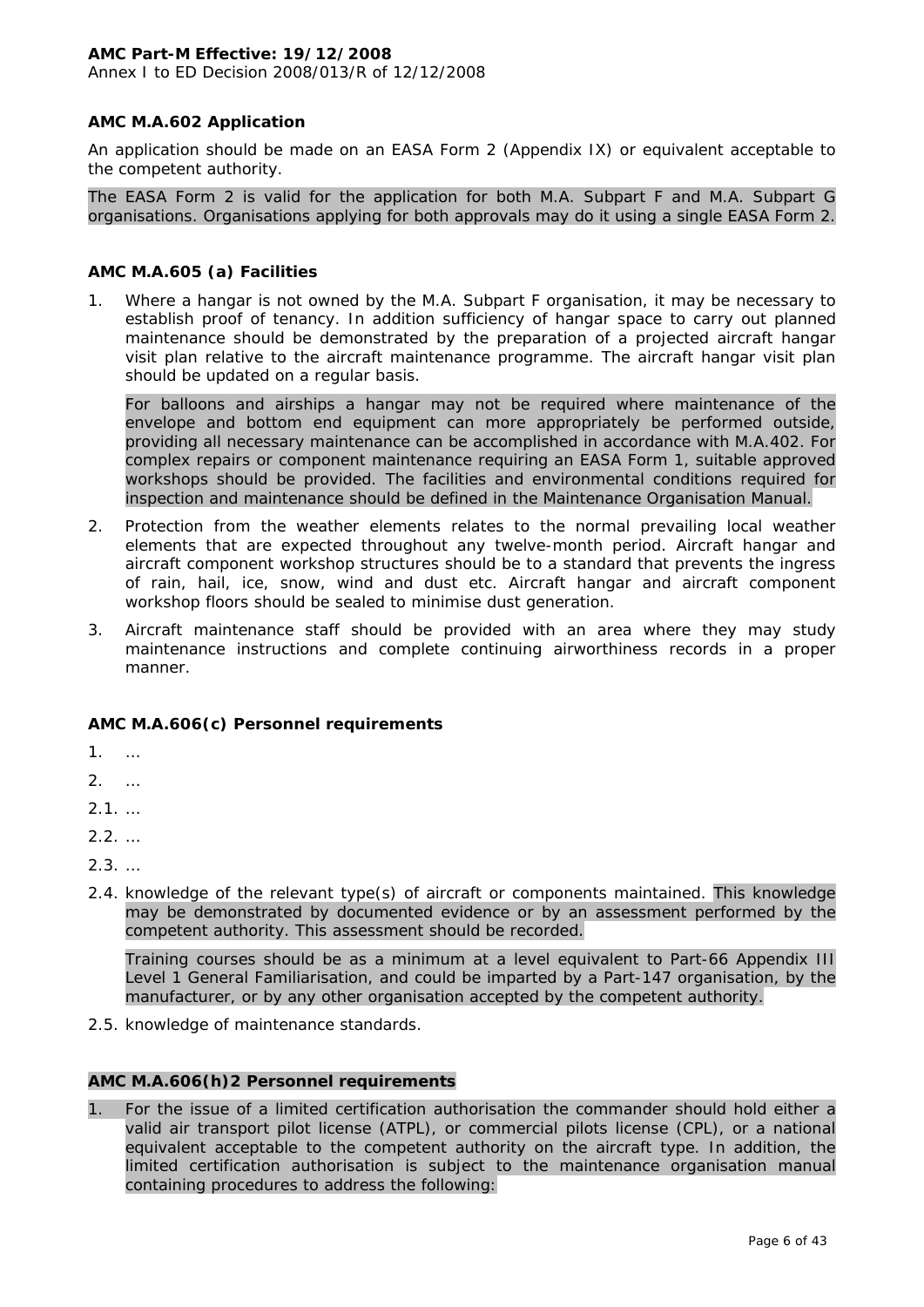### AMC M.A.602 Application

An application should be made on an EASA Form 2 (Appendix IX) or equivalent acceptable to the competent authority.

The EASA Form 2 is valid for the application for both M.A. Subpart F and M.A. Subpart G organisations. Organisations applying for both approvals may do it using a single EASA Form 2.

### AMC M.A.605 (a) Facilities

1. Where a hangar is not owned by the M.A. Subpart F organisation, it may be necessary to establish proof of tenancy. In addition sufficiency of hangar space to carry out planned maintenance should be demonstrated by the preparation of a projected aircraft hangar visit plan relative to the aircraft maintenance programme. The aircraft hangar visit plan should be updated on a regular basis.

   For balloons and airships a hangar may not be required where maintenance of the envelope and bottom end equipment can more appropriately be performed outside, providing all necessary maintenance can be accomplished in accordance with M.A.402. For complex repairs or component maintenance requiring an EASA Form 1, suitable approved workshops should be provided. The facilities and environmental conditions required for inspection and maintenance should be defined in the Maintenance Organisation Manual.

2. Protection from the weather elements relates to the normal prevailing local weather elements that are expected throughout any twelve-month period. Aircraft hangar and aircraft component workshop structures should be to a standard that prevents the ingress of rain, hail, ice, snow, wind and dust etc. Aircraft hangar and aircraft component workshop floors should be sealed to minimise dust generation.

3. Aircraft maintenance staff should be provided with an area where they may study maintenance instructions and complete continuing airworthiness records in a proper manner.

### AMC M.A.606(c) Personnel requirements

1. …

2. …

2.1. …

2.2. …

2.3. …

2.4. knowledge of the relevant type(s) of aircraft or components maintained. This knowledge may be demonstrated by documented evidence or by an assessment performed by the competent authority. This assessment should be recorded.

   Training courses should be as a minimum at a level equivalent to Part-66 Appendix III Level 1 General Familiarisation, and could be imparted by a Part-147 organisation, by the manufacturer, or by any other organisation accepted by the competent authority.

2.5. knowledge of maintenance standards.

### AMC M.A.606(h)2 Personnel requirements

1. For the issue of a limited certification authorisation the commander should hold either a valid air transport pilot license (ATPL), or commercial pilots license (CPL), or a national equivalent acceptable to the competent authority on the aircraft type. In addition, the limited certification authorisation is subject to the maintenance organisation manual containing procedures to address the following: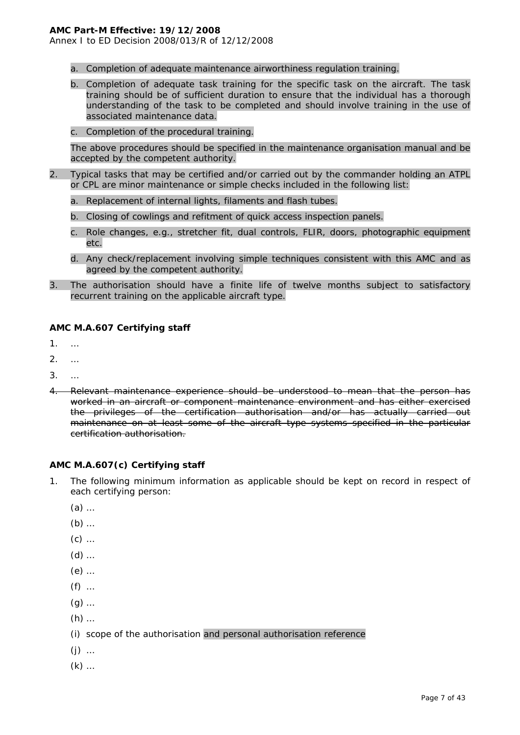a. Completion of adequate maintenance airworthiness regulation training.

b. Completion of adequate task training for the specific task on the aircraft. The task training should be of sufficient duration to ensure that the individual has a thorough understanding of the task to be completed and should involve training in the use of associated maintenance data.

c. Completion of the procedural training.

The above procedures should be specified in the maintenance organisation manual and be accepted by the competent authority.

2. Typical tasks that may be certified and/or carried out by the commander holding an ATPL or CPL are minor maintenance or simple checks included in the following list:

   a. Replacement of internal lights, filaments and flash tubes.

   b. Closing of cowlings and refitment of quick access inspection panels.

   c. Role changes, e.g., stretcher fit, dual controls, FLIR, doors, photographic equipment etc.

   d. Any check/replacement involving simple techniques consistent with this AMC and as agreed by the competent authority.

3. The authorisation should have a finite life of twelve months subject to satisfactory recurrent training on the applicable aircraft type.

**AMC M.A.607 Certifying staff**

1. …

2. …

3. …

4. ~~Relevant maintenance experience should be understood to mean that the person has worked in an aircraft or component maintenance environment and has either exercised the privileges of the certification authorisation and/or has actually carried out maintenance on at least some of the aircraft type systems specified in the particular certification authorisation.~~

**AMC M.A.607(c) Certifying staff**

1. The following minimum information as applicable should be kept on record in respect of each certifying person:

   (a) …

   (b) …

   (c) …

   (d) …

   (e) …

   (f) …

   (g) …

   (h) …

   (i) scope of the authorisation and personal authorisation reference

   (j) …

   (k) …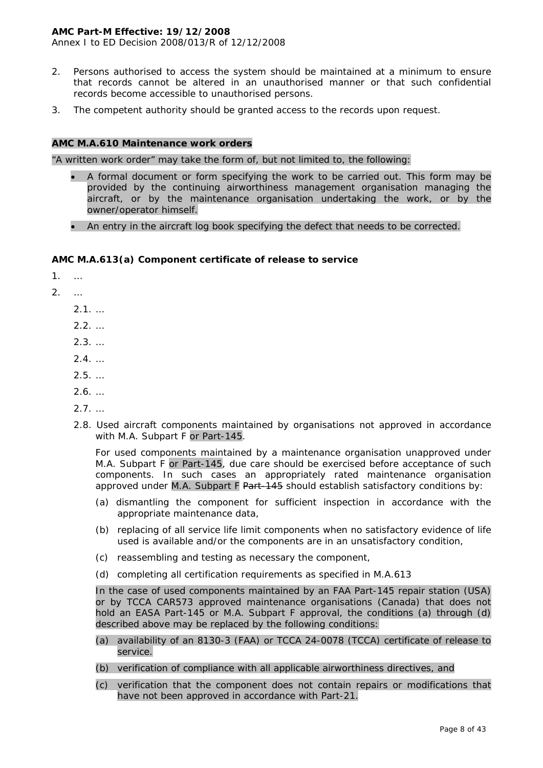2. Persons authorised to access the system should be maintained at a minimum to ensure that records cannot be altered in an unauthorised manner or that such confidential records become accessible to unauthorised persons.

3. The competent authority should be granted access to the records upon request.

**AMC M.A.610 Maintenance work orders**

"A written work order" may take the form of, but not limited to, the following:

- A formal document or form specifying the work to be carried out. This form may be provided by the continuing airworthiness management organisation managing the aircraft, or by the maintenance organisation undertaking the work, or by the owner/operator himself.
- An entry in the aircraft log book specifying the defect that needs to be corrected.

**AMC M.A.613(a) Component certificate of release to service**

1. …
2. …
   2.1. …
   2.2. …
   2.3. …
   2.4. …
   2.5. …
   2.6. …
   2.7. …
   2.8. Used aircraft components maintained by organisations not approved in accordance with M.A. Subpart F or Part-145.

   For used components maintained by a maintenance organisation unapproved under M.A. Subpart F or Part-145, due care should be exercised before acceptance of such components. In such cases an appropriately rated maintenance organisation approved under M.A. Subpart F ~~Part-145~~ should establish satisfactory conditions by:

   (a) dismantling the component for sufficient inspection in accordance with the appropriate maintenance data,

   (b) replacing of all service life limit components when no satisfactory evidence of life used is available and/or the components are in an unsatisfactory condition,

   (c) reassembling and testing as necessary the component,

   (d) completing all certification requirements as specified in M.A.613

   In the case of used components maintained by an FAA Part-145 repair station (USA) or by TCCA CAR573 approved maintenance organisations (Canada) that does not hold an EASA Part-145 or M.A. Subpart F approval, the conditions (a) through (d) described above may be replaced by the following conditions:

   (a) availability of an 8130-3 (FAA) or TCCA 24-0078 (TCCA) certificate of release to service.

   (b) verification of compliance with all applicable airworthiness directives, and

   (c) verification that the component does not contain repairs or modifications that have not been approved in accordance with Part-21.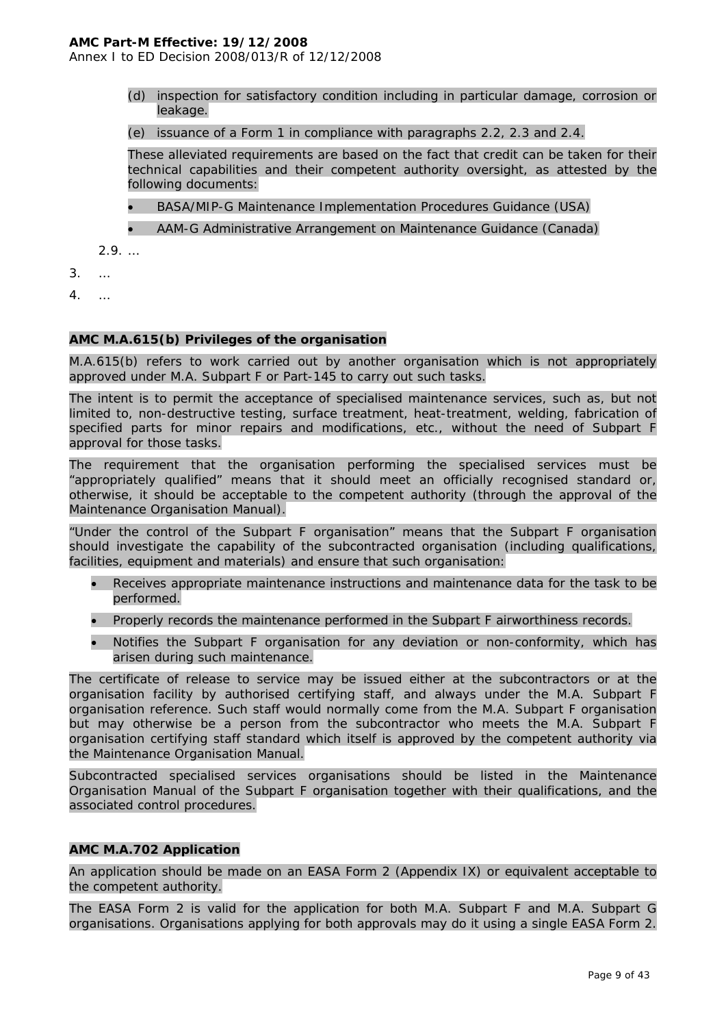(d) inspection for satisfactory condition including in particular damage, corrosion or leakage.

(e) issuance of a Form 1 in compliance with paragraphs 2.2, 2.3 and 2.4.

These alleviated requirements are based on the fact that credit can be taken for their technical capabilities and their competent authority oversight, as attested by the following documents:

- BASA/MIP-G Maintenance Implementation Procedures Guidance (USA)
- AAM-G Administrative Arrangement on Maintenance Guidance (Canada)

2.9. …

3. …

4. …

**AMC M.A.615(b) Privileges of the organisation**

M.A.615(b) refers to work carried out by another organisation which is not appropriately approved under M.A. Subpart F or Part-145 to carry out such tasks.

The intent is to permit the acceptance of specialised maintenance services, such as, but not limited to, non-destructive testing, surface treatment, heat-treatment, welding, fabrication of specified parts for minor repairs and modifications, etc., without the need of Subpart F approval for those tasks.

The requirement that the organisation performing the specialised services must be "appropriately qualified" means that it should meet an officially recognised standard or, otherwise, it should be acceptable to the competent authority (through the approval of the Maintenance Organisation Manual).

"Under the control of the Subpart F organisation" means that the Subpart F organisation should investigate the capability of the subcontracted organisation (including qualifications, facilities, equipment and materials) and ensure that such organisation:

- Receives appropriate maintenance instructions and maintenance data for the task to be performed.
- Properly records the maintenance performed in the Subpart F airworthiness records.
- Notifies the Subpart F organisation for any deviation or non-conformity, which has arisen during such maintenance.

The certificate of release to service may be issued either at the subcontractors or at the organisation facility by authorised certifying staff, and always under the M.A. Subpart F organisation reference. Such staff would normally come from the M.A. Subpart F organisation but may otherwise be a person from the subcontractor who meets the M.A. Subpart F organisation certifying staff standard which itself is approved by the competent authority via the Maintenance Organisation Manual.

Subcontracted specialised services organisations should be listed in the Maintenance Organisation Manual of the Subpart F organisation together with their qualifications, and the associated control procedures.

**AMC M.A.702 Application**

An application should be made on an EASA Form 2 (Appendix IX) or equivalent acceptable to the competent authority.

The EASA Form 2 is valid for the application for both M.A. Subpart F and M.A. Subpart G organisations. Organisations applying for both approvals may do it using a single EASA Form 2.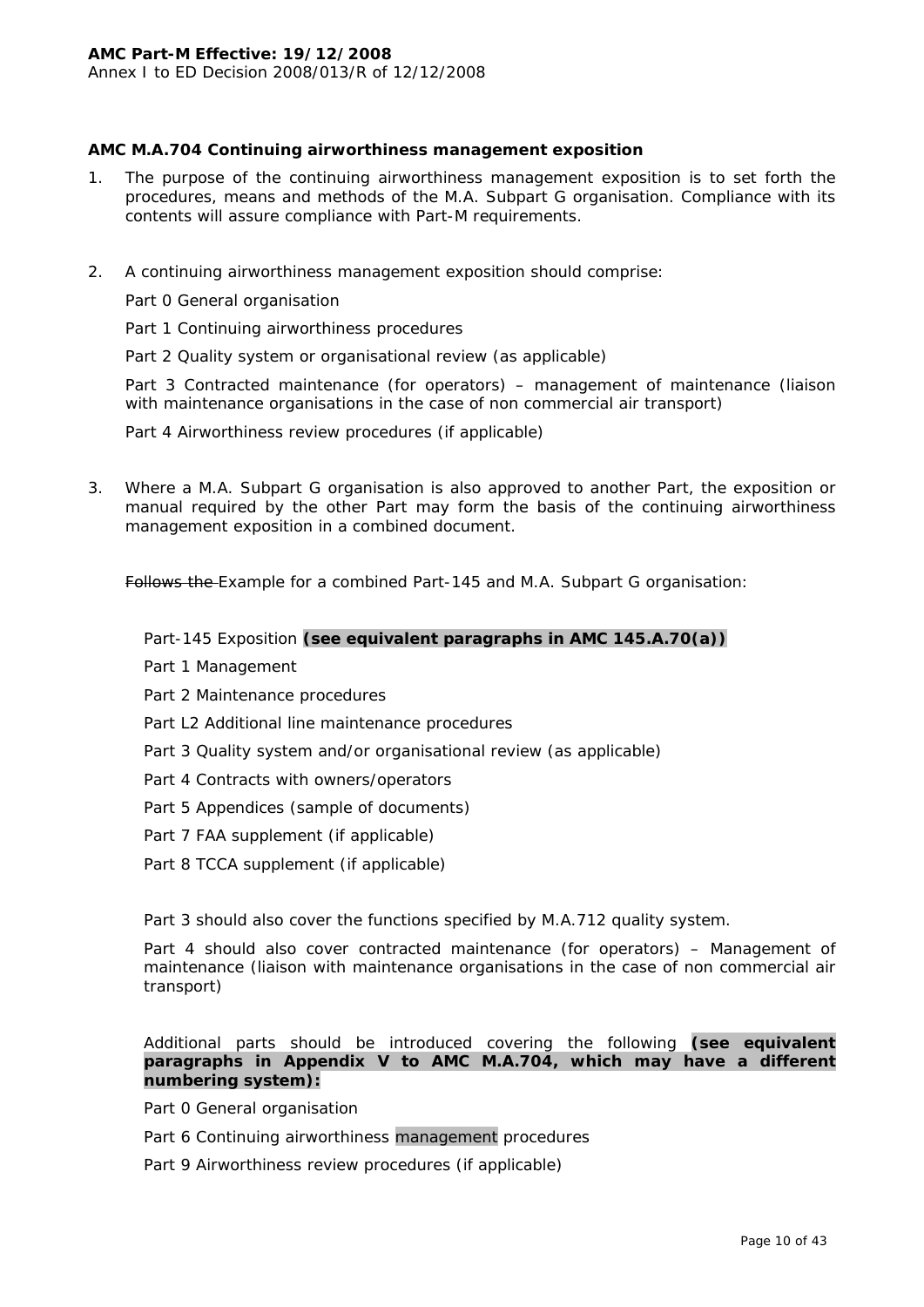**AMC M.A.704 Continuing airworthiness management exposition**

1. The purpose of the continuing airworthiness management exposition is to set forth the procedures, means and methods of the M.A. Subpart G organisation. Compliance with its contents will assure compliance with Part-M requirements.

2. A continuing airworthiness management exposition should comprise:

   Part 0 General organisation

   Part 1 Continuing airworthiness procedures

   Part 2 Quality system or organisational review (as applicable)

   Part 3 Contracted maintenance (for operators) – management of maintenance (liaison with maintenance organisations in the case of non commercial air transport)

   Part 4 Airworthiness review procedures (if applicable)

3. Where a M.A. Subpart G organisation is also approved to another Part, the exposition or manual required by the other Part may form the basis of the continuing airworthiness management exposition in a combined document.

   ~~Follows the~~ Example for a combined Part-145 and M.A. Subpart G organisation:

   Part-145 Exposition **(see equivalent paragraphs in AMC 145.A.70(a))**

   Part 1 Management

   Part 2 Maintenance procedures

   Part L2 Additional line maintenance procedures

   Part 3 Quality system and/or organisational review (as applicable)

   Part 4 Contracts with owners/operators

   Part 5 Appendices (sample of documents)

   Part 7 FAA supplement (if applicable)

   Part 8 TCCA supplement (if applicable)

   Part 3 should also cover the functions specified by M.A.712 quality system.

   Part 4 should also cover contracted maintenance (for operators) – Management of maintenance (liaison with maintenance organisations in the case of non commercial air transport)

   Additional parts should be introduced covering the following **(see equivalent paragraphs in Appendix V to AMC M.A.704, which may have a different numbering system):**

   Part 0 General organisation

   Part 6 Continuing airworthiness management procedures

   Part 9 Airworthiness review procedures (if applicable)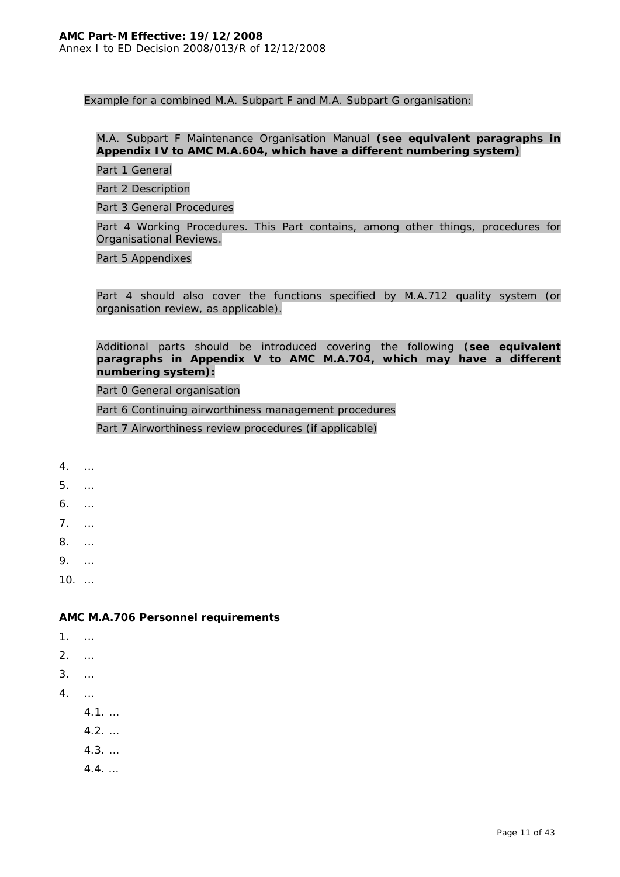Example for a combined M.A. Subpart F and M.A. Subpart G organisation:

M.A. Subpart F Maintenance Organisation Manual **(see equivalent paragraphs in Appendix IV to AMC M.A.604, which have a different numbering system)**

Part 1 General

Part 2 Description

Part 3 General Procedures

Part 4 Working Procedures. This Part contains, among other things, procedures for Organisational Reviews.

Part 5 Appendixes

Part 4 should also cover the functions specified by M.A.712 quality system (or organisation review, as applicable).

Additional parts should be introduced covering the following **(see equivalent paragraphs in Appendix V to AMC M.A.704, which may have a different numbering system):**

Part 0 General organisation

Part 6 Continuing airworthiness management procedures

Part 7 Airworthiness review procedures (if applicable)

4. …
5. …
6. …
7. …
8. …
9. …
10. …

**AMC M.A.706 Personnel requirements**

1. …
2. …
3. …
4. …
    4.1. …
    4.2. …
    4.3. …
    4.4. …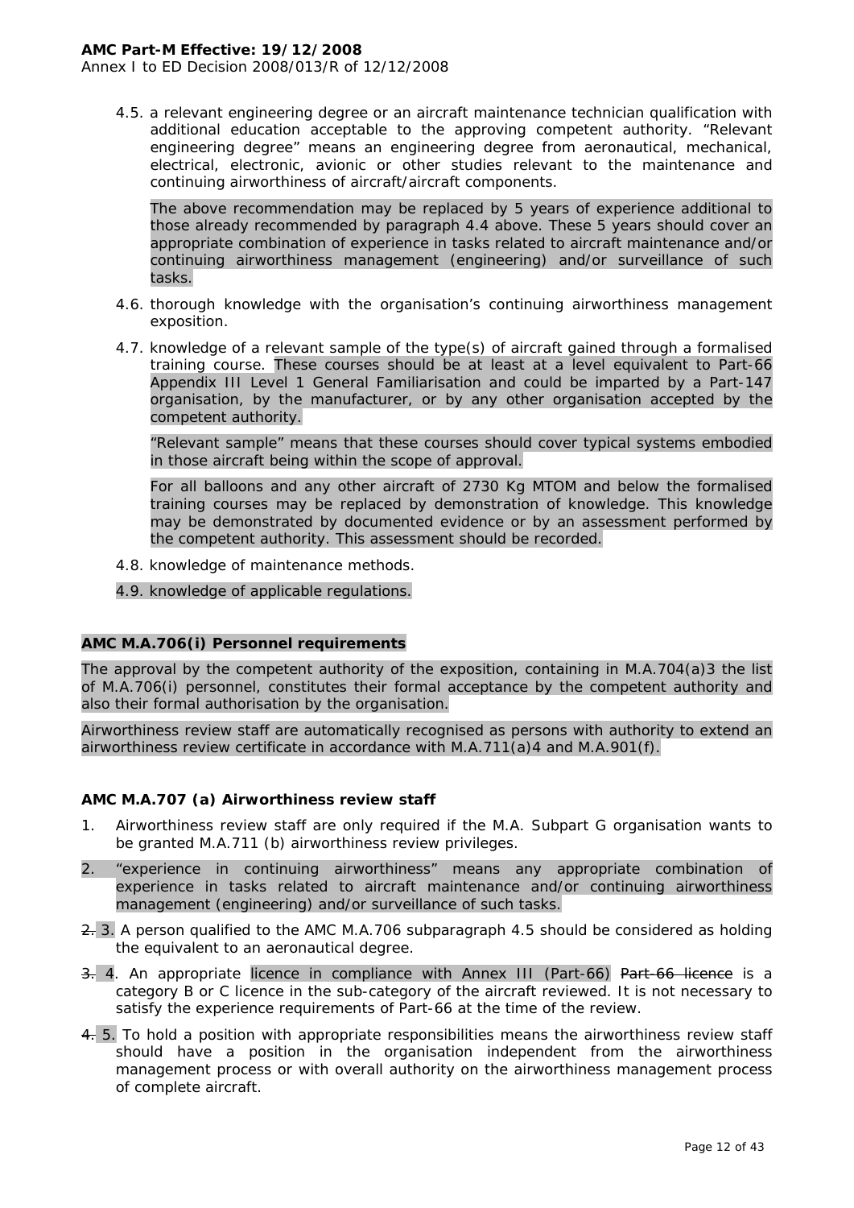4.5. a relevant engineering degree or an aircraft maintenance technician qualification with additional education acceptable to the approving competent authority. "Relevant engineering degree" means an engineering degree from aeronautical, mechanical, electrical, electronic, avionic or other studies relevant to the maintenance and continuing airworthiness of aircraft/aircraft components.

The above recommendation may be replaced by 5 years of experience additional to those already recommended by paragraph 4.4 above. These 5 years should cover an appropriate combination of experience in tasks related to aircraft maintenance and/or continuing airworthiness management (engineering) and/or surveillance of such tasks.

4.6. thorough knowledge with the organisation's continuing airworthiness management exposition.

4.7. knowledge of a relevant sample of the type(s) of aircraft gained through a formalised training course. These courses should be at least at a level equivalent to Part-66 Appendix III Level 1 General Familiarisation and could be imparted by a Part-147 organisation, by the manufacturer, or by any other organisation accepted by the competent authority.

"Relevant sample" means that these courses should cover typical systems embodied in those aircraft being within the scope of approval.

For all balloons and any other aircraft of 2730 Kg MTOM and below the formalised training courses may be replaced by demonstration of knowledge. This knowledge may be demonstrated by documented evidence or by an assessment performed by the competent authority. This assessment should be recorded.

4.8. knowledge of maintenance methods.

4.9. knowledge of applicable regulations.

**AMC M.A.706(i) Personnel requirements**

The approval by the competent authority of the exposition, containing in M.A.704(a)3 the list of M.A.706(i) personnel, constitutes their formal acceptance by the competent authority and also their formal authorisation by the organisation.

Airworthiness review staff are automatically recognised as persons with authority to extend an airworthiness review certificate in accordance with M.A.711(a)4 and M.A.901(f).

**AMC M.A.707 (a) Airworthiness review staff**

1. Airworthiness review staff are only required if the M.A. Subpart G organisation wants to be granted M.A.711 (b) airworthiness review privileges.
2. "experience in continuing airworthiness" means any appropriate combination of experience in tasks related to aircraft maintenance and/or continuing airworthiness management (engineering) and/or surveillance of such tasks.

~~2.~~ 3. A person qualified to the AMC M.A.706 subparagraph 4.5 should be considered as holding the equivalent to an aeronautical degree.

~~3.~~ 4. An appropriate licence in compliance with Annex III (Part-66) ~~Part-66 licence~~ is a category B or C licence in the sub-category of the aircraft reviewed. It is not necessary to satisfy the experience requirements of Part-66 at the time of the review.

~~4.~~ 5. To hold a position with appropriate responsibilities means the airworthiness review staff should have a position in the organisation independent from the airworthiness management process or with overall authority on the airworthiness management process of complete aircraft.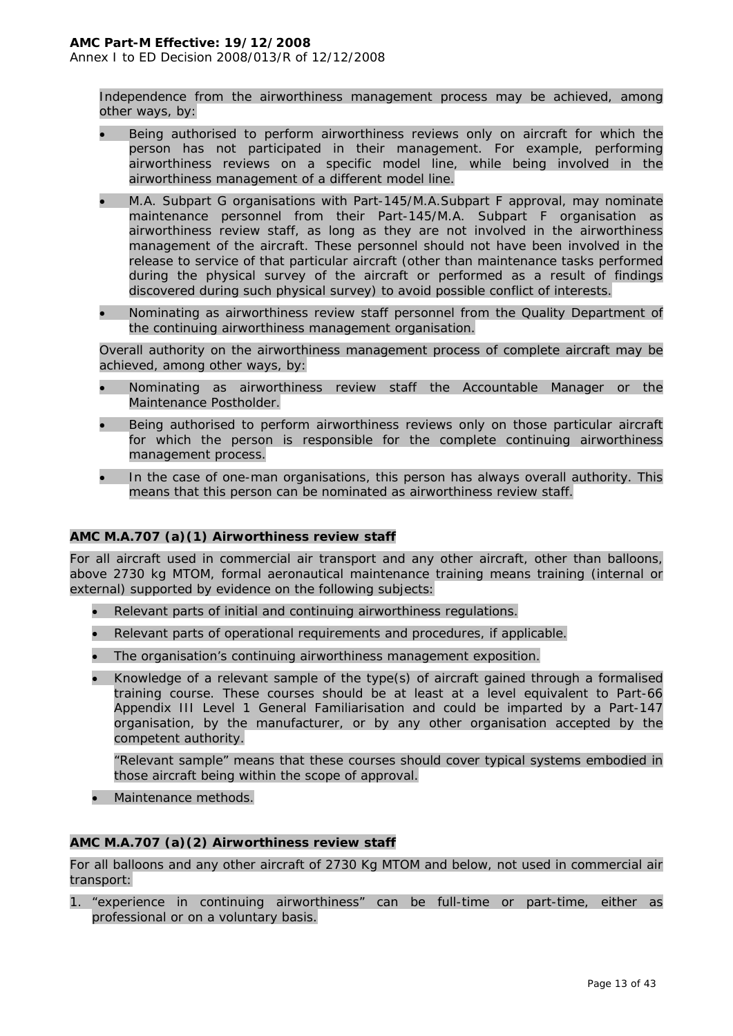Independence from the airworthiness management process may be achieved, among other ways, by:

- Being authorised to perform airworthiness reviews only on aircraft for which the person has not participated in their management. For example, performing airworthiness reviews on a specific model line, while being involved in the airworthiness management of a different model line.
- M.A. Subpart G organisations with Part-145/M.A.Subpart F approval, may nominate maintenance personnel from their Part-145/M.A. Subpart F organisation as airworthiness review staff, as long as they are not involved in the airworthiness management of the aircraft. These personnel should not have been involved in the release to service of that particular aircraft (other than maintenance tasks performed during the physical survey of the aircraft or performed as a result of findings discovered during such physical survey) to avoid possible conflict of interests.
- Nominating as airworthiness review staff personnel from the Quality Department of the continuing airworthiness management organisation.

Overall authority on the airworthiness management process of complete aircraft may be achieved, among other ways, by:

- Nominating as airworthiness review staff the Accountable Manager or the Maintenance Postholder.
- Being authorised to perform airworthiness reviews only on those particular aircraft for which the person is responsible for the complete continuing airworthiness management process.
- In the case of one-man organisations, this person has always overall authority. This means that this person can be nominated as airworthiness review staff.

**AMC M.A.707 (a)(1) Airworthiness review staff**

For all aircraft used in commercial air transport and any other aircraft, other than balloons, above 2730 kg MTOM, formal aeronautical maintenance training means training (internal or external) supported by evidence on the following subjects:

- Relevant parts of initial and continuing airworthiness regulations.
- Relevant parts of operational requirements and procedures, if applicable.
- The organisation's continuing airworthiness management exposition.
- Knowledge of a relevant sample of the type(s) of aircraft gained through a formalised training course. These courses should be at least at a level equivalent to Part-66 Appendix III Level 1 General Familiarisation and could be imparted by a Part-147 organisation, by the manufacturer, or by any other organisation accepted by the competent authority.

  "Relevant sample" means that these courses should cover typical systems embodied in those aircraft being within the scope of approval.
- Maintenance methods.

**AMC M.A.707 (a)(2) Airworthiness review staff**

For all balloons and any other aircraft of 2730 Kg MTOM and below, not used in commercial air transport:

1. "experience in continuing airworthiness" can be full-time or part-time, either as professional or on a voluntary basis.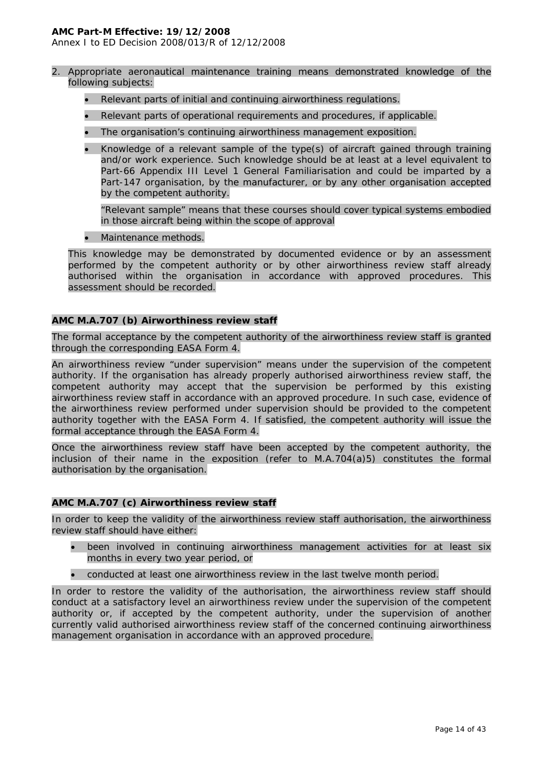2. Appropriate aeronautical maintenance training means demonstrated knowledge of the following subjects:

   - Relevant parts of initial and continuing airworthiness regulations.
   - Relevant parts of operational requirements and procedures, if applicable.
   - The organisation's continuing airworthiness management exposition.
   - Knowledge of a relevant sample of the type(s) of aircraft gained through training and/or work experience. Such knowledge should be at least at a level equivalent to Part-66 Appendix III Level 1 General Familiarisation and could be imparted by a Part-147 organisation, by the manufacturer, or by any other organisation accepted by the competent authority.

     "Relevant sample" means that these courses should cover typical systems embodied in those aircraft being within the scope of approval
   - Maintenance methods.

   This knowledge may be demonstrated by documented evidence or by an assessment performed by the competent authority or by other airworthiness review staff already authorised within the organisation in accordance with approved procedures. This assessment should be recorded.

### AMC M.A.707 (b) Airworthiness review staff

The formal acceptance by the competent authority of the airworthiness review staff is granted through the corresponding EASA Form 4.

An airworthiness review "under supervision" means under the supervision of the competent authority. If the organisation has already properly authorised airworthiness review staff, the competent authority may accept that the supervision be performed by this existing airworthiness review staff in accordance with an approved procedure. In such case, evidence of the airworthiness review performed under supervision should be provided to the competent authority together with the EASA Form 4. If satisfied, the competent authority will issue the formal acceptance through the EASA Form 4.

Once the airworthiness review staff have been accepted by the competent authority, the inclusion of their name in the exposition (refer to M.A.704(a)5) constitutes the formal authorisation by the organisation.

### AMC M.A.707 (c) Airworthiness review staff

In order to keep the validity of the airworthiness review staff authorisation, the airworthiness review staff should have either:

- been involved in continuing airworthiness management activities for at least six months in every two year period, or
- conducted at least one airworthiness review in the last twelve month period.

In order to restore the validity of the authorisation, the airworthiness review staff should conduct at a satisfactory level an airworthiness review under the supervision of the competent authority or, if accepted by the competent authority, under the supervision of another currently valid authorised airworthiness review staff of the concerned continuing airworthiness management organisation in accordance with an approved procedure.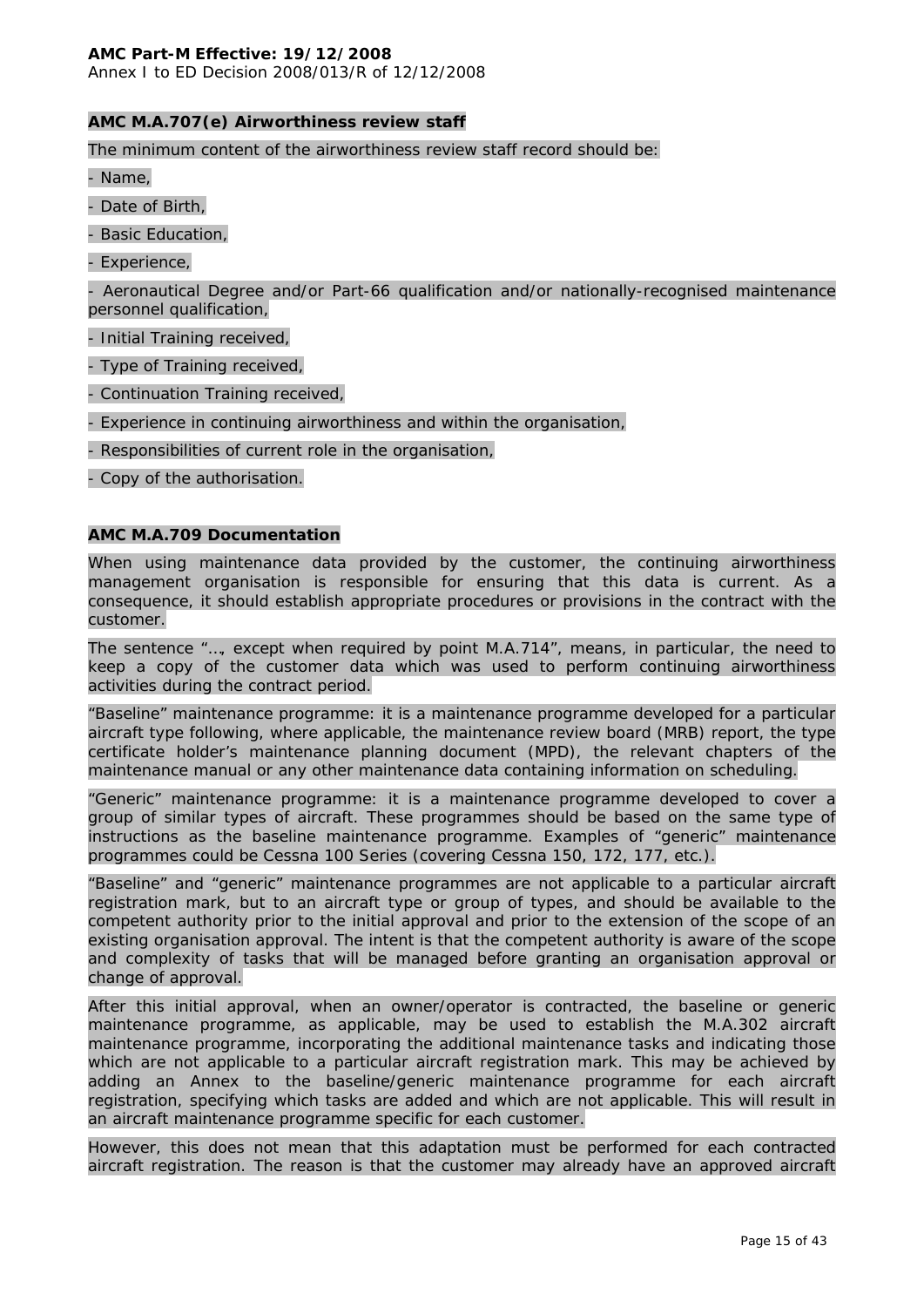### AMC M.A.707(e) Airworthiness review staff

The minimum content of the airworthiness review staff record should be:

- Name,
- Date of Birth,
- Basic Education,
- Experience,
- Aeronautical Degree and/or Part-66 qualification and/or nationally-recognised maintenance personnel qualification,
- Initial Training received,
- Type of Training received,
- Continuation Training received,
- Experience in continuing airworthiness and within the organisation,
- Responsibilities of current role in the organisation,
- Copy of the authorisation.

### AMC M.A.709 Documentation

When using maintenance data provided by the customer, the continuing airworthiness management organisation is responsible for ensuring that this data is current. As a consequence, it should establish appropriate procedures or provisions in the contract with the customer.

The sentence "…, except when required by point M.A.714", means, in particular, the need to keep a copy of the customer data which was used to perform continuing airworthiness activities during the contract period.

"Baseline" maintenance programme: it is a maintenance programme developed for a particular aircraft type following, where applicable, the maintenance review board (MRB) report, the type certificate holder's maintenance planning document (MPD), the relevant chapters of the maintenance manual or any other maintenance data containing information on scheduling.

"Generic" maintenance programme: it is a maintenance programme developed to cover a group of similar types of aircraft. These programmes should be based on the same type of instructions as the baseline maintenance programme. Examples of "generic" maintenance programmes could be Cessna 100 Series (covering Cessna 150, 172, 177, etc.).

"Baseline" and "generic" maintenance programmes are not applicable to a particular aircraft registration mark, but to an aircraft type or group of types, and should be available to the competent authority prior to the initial approval and prior to the extension of the scope of an existing organisation approval. The intent is that the competent authority is aware of the scope and complexity of tasks that will be managed before granting an organisation approval or change of approval.

After this initial approval, when an owner/operator is contracted, the baseline or generic maintenance programme, as applicable, may be used to establish the M.A.302 aircraft maintenance programme, incorporating the additional maintenance tasks and indicating those which are not applicable to a particular aircraft registration mark. This may be achieved by adding an Annex to the baseline/generic maintenance programme for each aircraft registration, specifying which tasks are added and which are not applicable. This will result in an aircraft maintenance programme specific for each customer.

However, this does not mean that this adaptation must be performed for each contracted aircraft registration. The reason is that the customer may already have an approved aircraft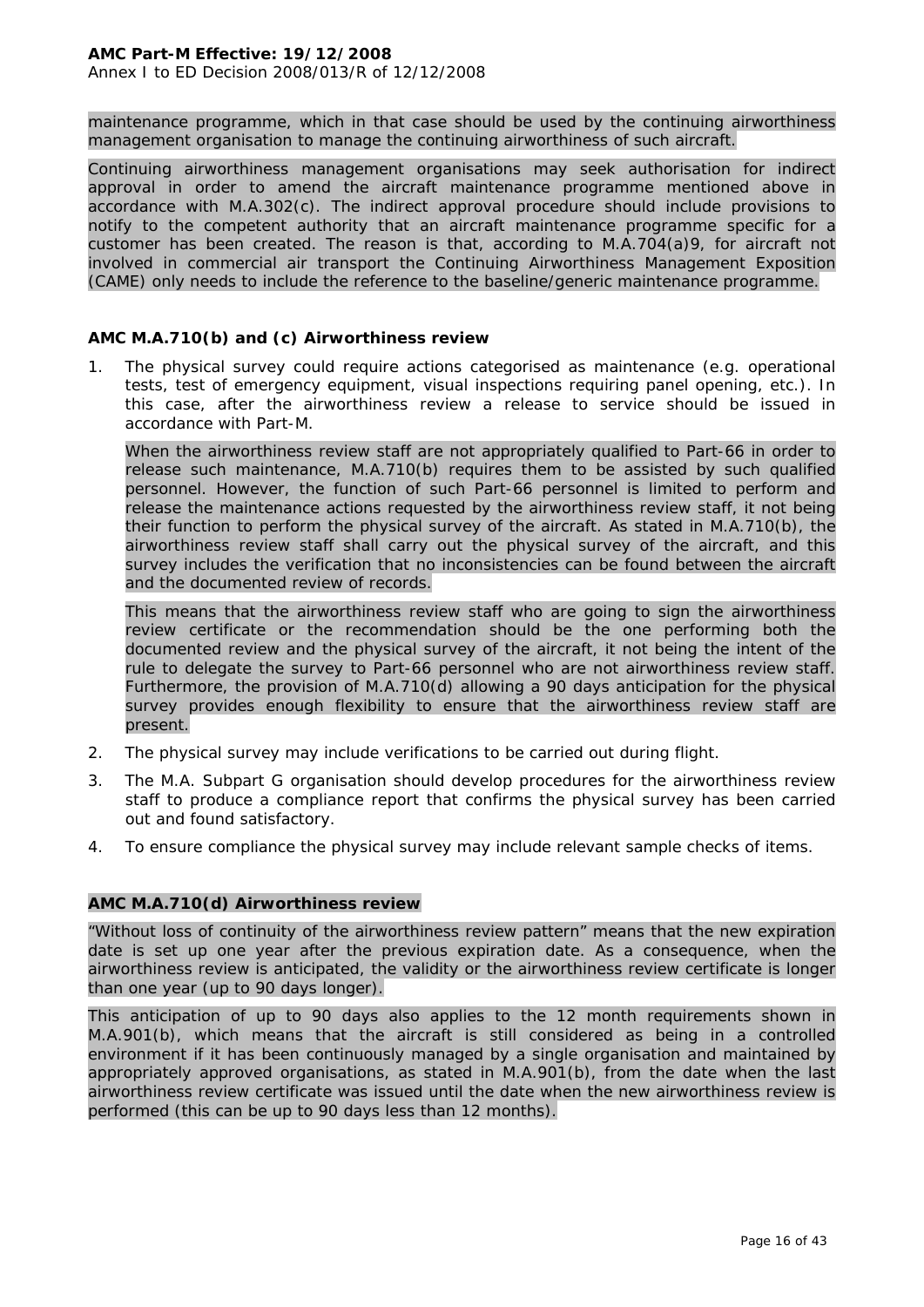maintenance programme, which in that case should be used by the continuing airworthiness management organisation to manage the continuing airworthiness of such aircraft.

Continuing airworthiness management organisations may seek authorisation for indirect approval in order to amend the aircraft maintenance programme mentioned above in accordance with M.A.302(c). The indirect approval procedure should include provisions to notify to the competent authority that an aircraft maintenance programme specific for a customer has been created. The reason is that, according to M.A.704(a)9, for aircraft not involved in commercial air transport the Continuing Airworthiness Management Exposition (CAME) only needs to include the reference to the baseline/generic maintenance programme.

### AMC M.A.710(b) and (c) Airworthiness review

1. The physical survey could require actions categorised as maintenance (e.g. operational tests, test of emergency equipment, visual inspections requiring panel opening, etc.). In this case, after the airworthiness review a release to service should be issued in accordance with Part-M.

   When the airworthiness review staff are not appropriately qualified to Part-66 in order to release such maintenance, M.A.710(b) requires them to be assisted by such qualified personnel. However, the function of such Part-66 personnel is limited to perform and release the maintenance actions requested by the airworthiness review staff, it not being their function to perform the physical survey of the aircraft. As stated in M.A.710(b), the airworthiness review staff shall carry out the physical survey of the aircraft, and this survey includes the verification that no inconsistencies can be found between the aircraft and the documented review of records.

   This means that the airworthiness review staff who are going to sign the airworthiness review certificate or the recommendation should be the one performing both the documented review and the physical survey of the aircraft, it not being the intent of the rule to delegate the survey to Part-66 personnel who are not airworthiness review staff. Furthermore, the provision of M.A.710(d) allowing a 90 days anticipation for the physical survey provides enough flexibility to ensure that the airworthiness review staff are present.

2. The physical survey may include verifications to be carried out during flight.

3. The M.A. Subpart G organisation should develop procedures for the airworthiness review staff to produce a compliance report that confirms the physical survey has been carried out and found satisfactory.

4. To ensure compliance the physical survey may include relevant sample checks of items.

### AMC M.A.710(d) Airworthiness review

"Without loss of continuity of the airworthiness review pattern" means that the new expiration date is set up one year after the previous expiration date. As a consequence, when the airworthiness review is anticipated, the validity or the airworthiness review certificate is longer than one year (up to 90 days longer).

This anticipation of up to 90 days also applies to the 12 month requirements shown in M.A.901(b), which means that the aircraft is still considered as being in a controlled environment if it has been continuously managed by a single organisation and maintained by appropriately approved organisations, as stated in M.A.901(b), from the date when the last airworthiness review certificate was issued until the date when the new airworthiness review is performed (this can be up to 90 days less than 12 months).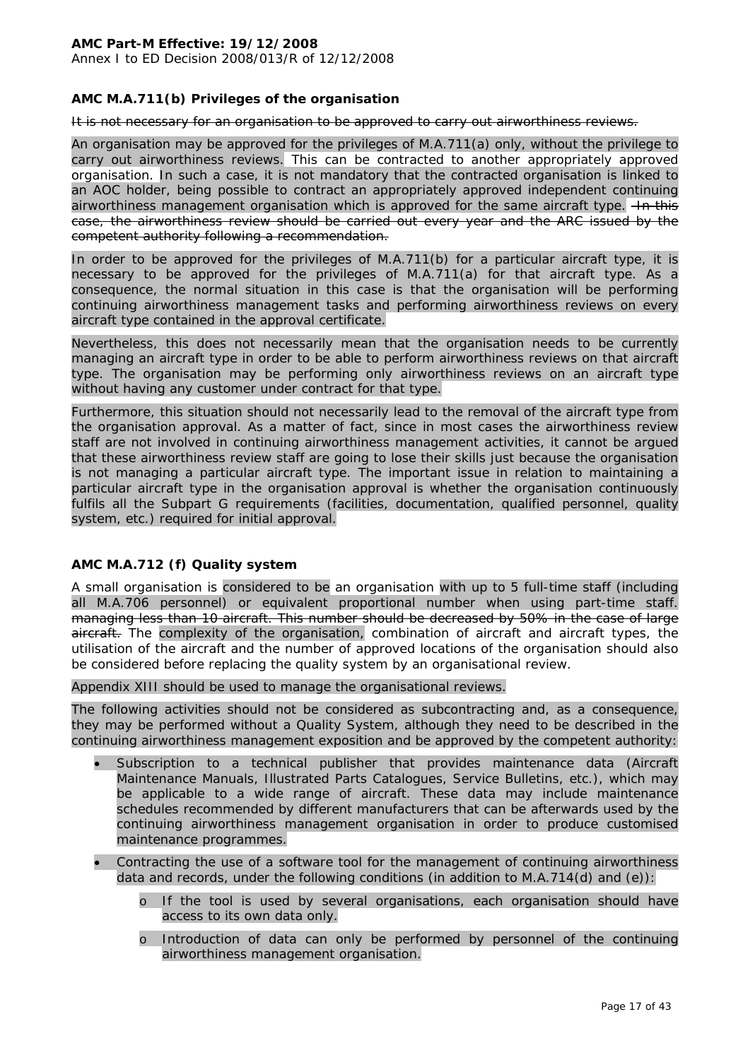## AMC M.A.711(b) Privileges of the organisation

~~It is not necessary for an organisation to be approved to carry out airworthiness reviews.~~

An organisation may be approved for the privileges of M.A.711(a) only, without the privilege to carry out airworthiness reviews. This can be contracted to another appropriately approved organisation. In such a case, it is not mandatory that the contracted organisation is linked to an AOC holder, being possible to contract an appropriately approved independent continuing airworthiness management organisation which is approved for the same aircraft type. ~~In this case, the airworthiness review should be carried out every year and the ARC issued by the competent authority following a recommendation.~~

In order to be approved for the privileges of M.A.711(b) for a particular aircraft type, it is necessary to be approved for the privileges of M.A.711(a) for that aircraft type. As a consequence, the normal situation in this case is that the organisation will be performing continuing airworthiness management tasks and performing airworthiness reviews on every aircraft type contained in the approval certificate.

Nevertheless, this does not necessarily mean that the organisation needs to be currently managing an aircraft type in order to be able to perform airworthiness reviews on that aircraft type. The organisation may be performing only airworthiness reviews on an aircraft type without having any customer under contract for that type.

Furthermore, this situation should not necessarily lead to the removal of the aircraft type from the organisation approval. As a matter of fact, since in most cases the airworthiness review staff are not involved in continuing airworthiness management activities, it cannot be argued that these airworthiness review staff are going to lose their skills just because the organisation is not managing a particular aircraft type. The important issue in relation to maintaining a particular aircraft type in the organisation approval is whether the organisation continuously fulfils all the Subpart G requirements (facilities, documentation, qualified personnel, quality system, etc.) required for initial approval.

## AMC M.A.712 (f) Quality system

A small organisation is considered to be an organisation with up to 5 full-time staff (including all M.A.706 personnel) or equivalent proportional number when using part-time staff. ~~managing less than 10 aircraft. This number should be decreased by 50% in the case of large aircraft.~~ The complexity of the organisation, combination of aircraft and aircraft types, the utilisation of the aircraft and the number of approved locations of the organisation should also be considered before replacing the quality system by an organisational review.

Appendix XIII should be used to manage the organisational reviews.

The following activities should not be considered as subcontracting and, as a consequence, they may be performed without a Quality System, although they need to be described in the continuing airworthiness management exposition and be approved by the competent authority:

- Subscription to a technical publisher that provides maintenance data (Aircraft Maintenance Manuals, Illustrated Parts Catalogues, Service Bulletins, etc.), which may be applicable to a wide range of aircraft. These data may include maintenance schedules recommended by different manufacturers that can be afterwards used by the continuing airworthiness management organisation in order to produce customised maintenance programmes.
- Contracting the use of a software tool for the management of continuing airworthiness data and records, under the following conditions (in addition to M.A.714(d) and (e)):
  - If the tool is used by several organisations, each organisation should have access to its own data only.
  - Introduction of data can only be performed by personnel of the continuing airworthiness management organisation.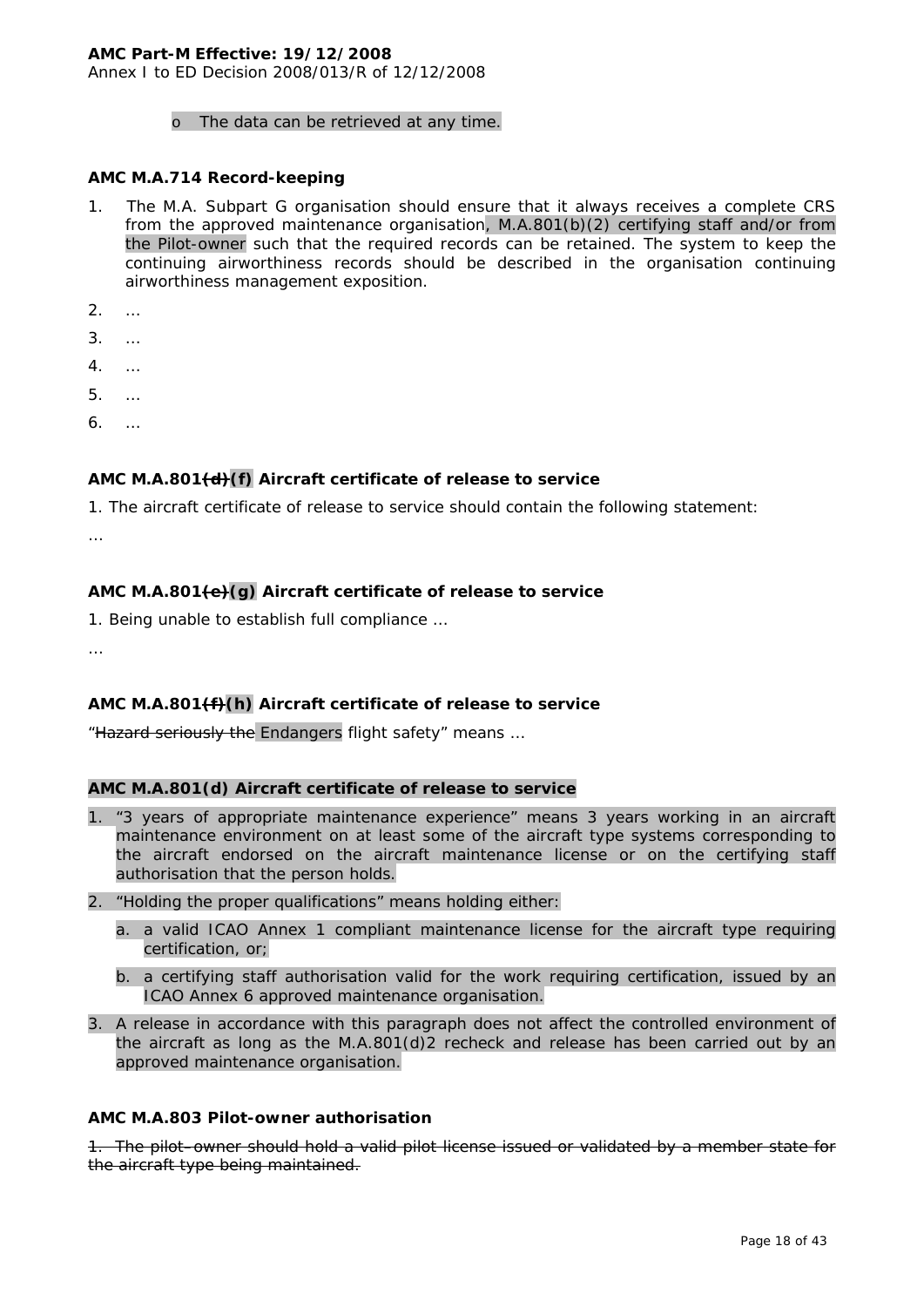o The data can be retrieved at any time.

**AMC M.A.714 Record-keeping**

1. The M.A. Subpart G organisation should ensure that it always receives a complete CRS from the approved maintenance organisation, M.A.801(b)(2) certifying staff and/or from the Pilot-owner such that the required records can be retained. The system to keep the continuing airworthiness records should be described in the organisation continuing airworthiness management exposition.
2. …
3. …
4. …
5. …
6. …

**AMC M.A.801~~(d)~~(f) Aircraft certificate of release to service**

1. The aircraft certificate of release to service should contain the following statement:

…

**AMC M.A.801~~(e)~~(g) Aircraft certificate of release to service**

1. Being unable to establish full compliance …

…

**AMC M.A.801~~(f)~~(h) Aircraft certificate of release to service**

"~~Hazard seriously the~~ Endangers flight safety" means …

**AMC M.A.801(d) Aircraft certificate of release to service**

1. "3 years of appropriate maintenance experience" means 3 years working in an aircraft maintenance environment on at least some of the aircraft type systems corresponding to the aircraft endorsed on the aircraft maintenance license or on the certifying staff authorisation that the person holds.
2. "Holding the proper qualifications" means holding either:
   a. a valid ICAO Annex 1 compliant maintenance license for the aircraft type requiring certification, or;
   b. a certifying staff authorisation valid for the work requiring certification, issued by an ICAO Annex 6 approved maintenance organisation.
3. A release in accordance with this paragraph does not affect the controlled environment of the aircraft as long as the M.A.801(d)2 recheck and release has been carried out by an approved maintenance organisation.

**AMC M.A.803 Pilot-owner authorisation**

~~1. The pilot–owner should hold a valid pilot license issued or validated by a member state for the aircraft type being maintained.~~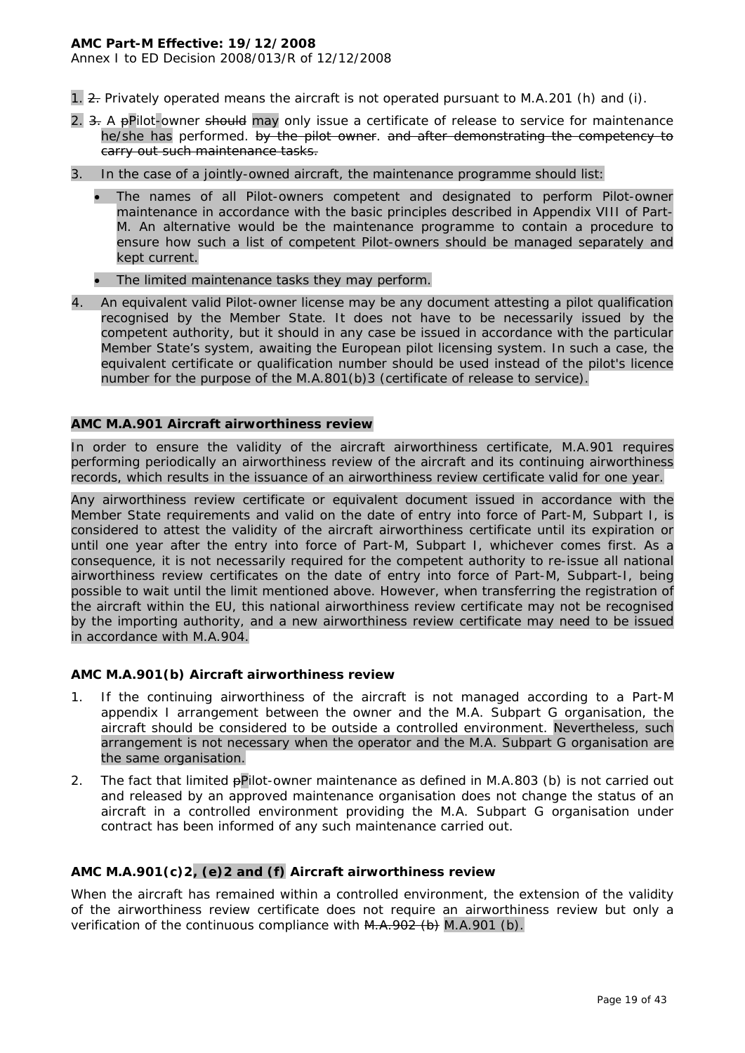1. ~~2.~~ Privately operated means the aircraft is not operated pursuant to M.A.201 (h) and (i).

2. ~~3.~~ A ~~p~~Pilot-owner ~~should~~ may only issue a certificate of release to service for maintenance he/she has performed. ~~by the pilot owner.~~ ~~and after demonstrating the competency to carry out such maintenance tasks.~~

3. In the case of a jointly-owned aircraft, the maintenance programme should list:

   - The names of all Pilot-owners competent and designated to perform Pilot-owner maintenance in accordance with the basic principles described in Appendix VIII of Part-M. An alternative would be the maintenance programme to contain a procedure to ensure how such a list of competent Pilot-owners should be managed separately and kept current.
   - The limited maintenance tasks they may perform.

4. An equivalent valid Pilot-owner license may be any document attesting a pilot qualification recognised by the Member State. It does not have to be necessarily issued by the competent authority, but it should in any case be issued in accordance with the particular Member State's system, awaiting the European pilot licensing system. In such a case, the equivalent certificate or qualification number should be used instead of the pilot's licence number for the purpose of the M.A.801(b)3 (certificate of release to service).

### AMC M.A.901 Aircraft airworthiness review

In order to ensure the validity of the aircraft airworthiness certificate, M.A.901 requires performing periodically an airworthiness review of the aircraft and its continuing airworthiness records, which results in the issuance of an airworthiness review certificate valid for one year.

Any airworthiness review certificate or equivalent document issued in accordance with the Member State requirements and valid on the date of entry into force of Part-M, Subpart I, is considered to attest the validity of the aircraft airworthiness certificate until its expiration or until one year after the entry into force of Part-M, Subpart I, whichever comes first. As a consequence, it is not necessarily required for the competent authority to re-issue all national airworthiness review certificates on the date of entry into force of Part-M, Subpart-I, being possible to wait until the limit mentioned above. However, when transferring the registration of the aircraft within the EU, this national airworthiness review certificate may not be recognised by the importing authority, and a new airworthiness review certificate may need to be issued in accordance with M.A.904.

### AMC M.A.901(b) Aircraft airworthiness review

1. If the continuing airworthiness of the aircraft is not managed according to a Part-M appendix I arrangement between the owner and the M.A. Subpart G organisation, the aircraft should be considered to be outside a controlled environment. Nevertheless, such arrangement is not necessary when the operator and the M.A. Subpart G organisation are the same organisation.

2. The fact that limited ~~p~~Pilot-owner maintenance as defined in M.A.803 (b) is not carried out and released by an approved maintenance organisation does not change the status of an aircraft in a controlled environment providing the M.A. Subpart G organisation under contract has been informed of any such maintenance carried out.

### AMC M.A.901(c)2, (e)2 and (f) Aircraft airworthiness review

When the aircraft has remained within a controlled environment, the extension of the validity of the airworthiness review certificate does not require an airworthiness review but only a verification of the continuous compliance with ~~M.A.902 (b)~~ M.A.901 (b).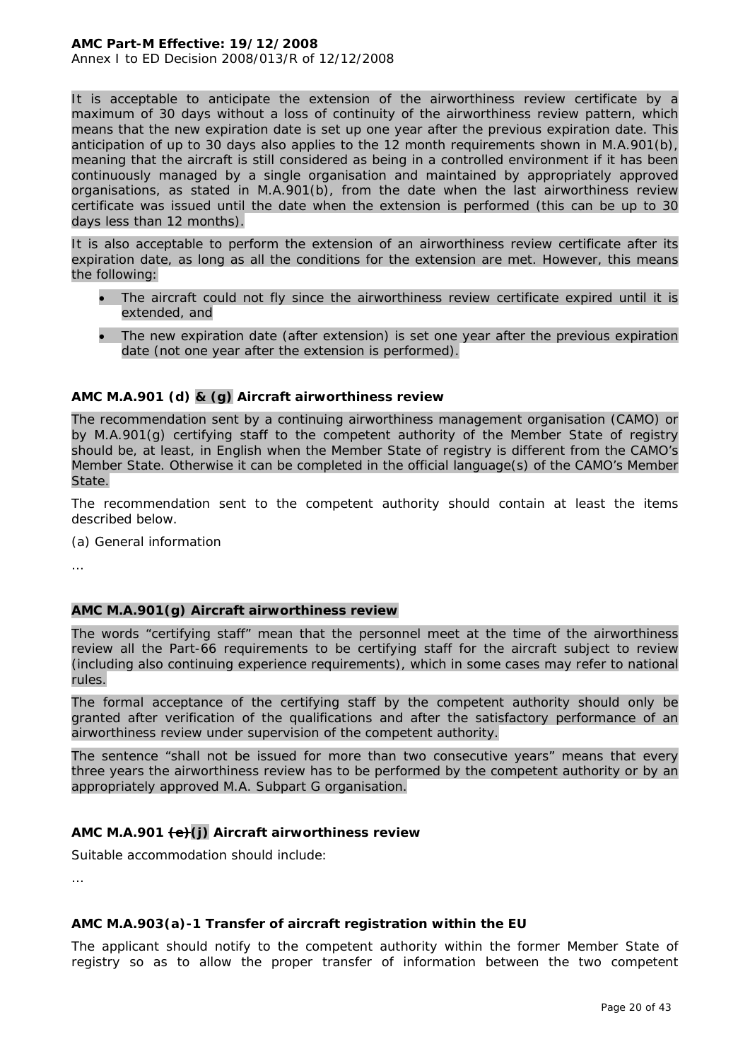It is acceptable to anticipate the extension of the airworthiness review certificate by a maximum of 30 days without a loss of continuity of the airworthiness review pattern, which means that the new expiration date is set up one year after the previous expiration date. This anticipation of up to 30 days also applies to the 12 month requirements shown in M.A.901(b), meaning that the aircraft is still considered as being in a controlled environment if it has been continuously managed by a single organisation and maintained by appropriately approved organisations, as stated in M.A.901(b), from the date when the last airworthiness review certificate was issued until the date when the extension is performed (this can be up to 30 days less than 12 months).

It is also acceptable to perform the extension of an airworthiness review certificate after its expiration date, as long as all the conditions for the extension are met. However, this means the following:

- The aircraft could not fly since the airworthiness review certificate expired until it is extended, and
- The new expiration date (after extension) is set one year after the previous expiration date (not one year after the extension is performed).

**AMC M.A.901 (d) & (g) Aircraft airworthiness review**

The recommendation sent by a continuing airworthiness management organisation (CAMO) or by M.A.901(g) certifying staff to the competent authority of the Member State of registry should be, at least, in English when the Member State of registry is different from the CAMO's Member State. Otherwise it can be completed in the official language(s) of the CAMO's Member State.

The recommendation sent to the competent authority should contain at least the items described below.

(a) General information

…

**AMC M.A.901(g) Aircraft airworthiness review**

The words "certifying staff" mean that the personnel meet at the time of the airworthiness review all the Part-66 requirements to be certifying staff for the aircraft subject to review (including also continuing experience requirements), which in some cases may refer to national rules.

The formal acceptance of the certifying staff by the competent authority should only be granted after verification of the qualifications and after the satisfactory performance of an airworthiness review under supervision of the competent authority.

The sentence "shall not be issued for more than two consecutive years" means that every three years the airworthiness review has to be performed by the competent authority or by an appropriately approved M.A. Subpart G organisation.

**AMC M.A.901 ~~(e)~~(j) Aircraft airworthiness review**

Suitable accommodation should include:

…

**AMC M.A.903(a)-1 Transfer of aircraft registration within the EU**

The applicant should notify to the competent authority within the former Member State of registry so as to allow the proper transfer of information between the two competent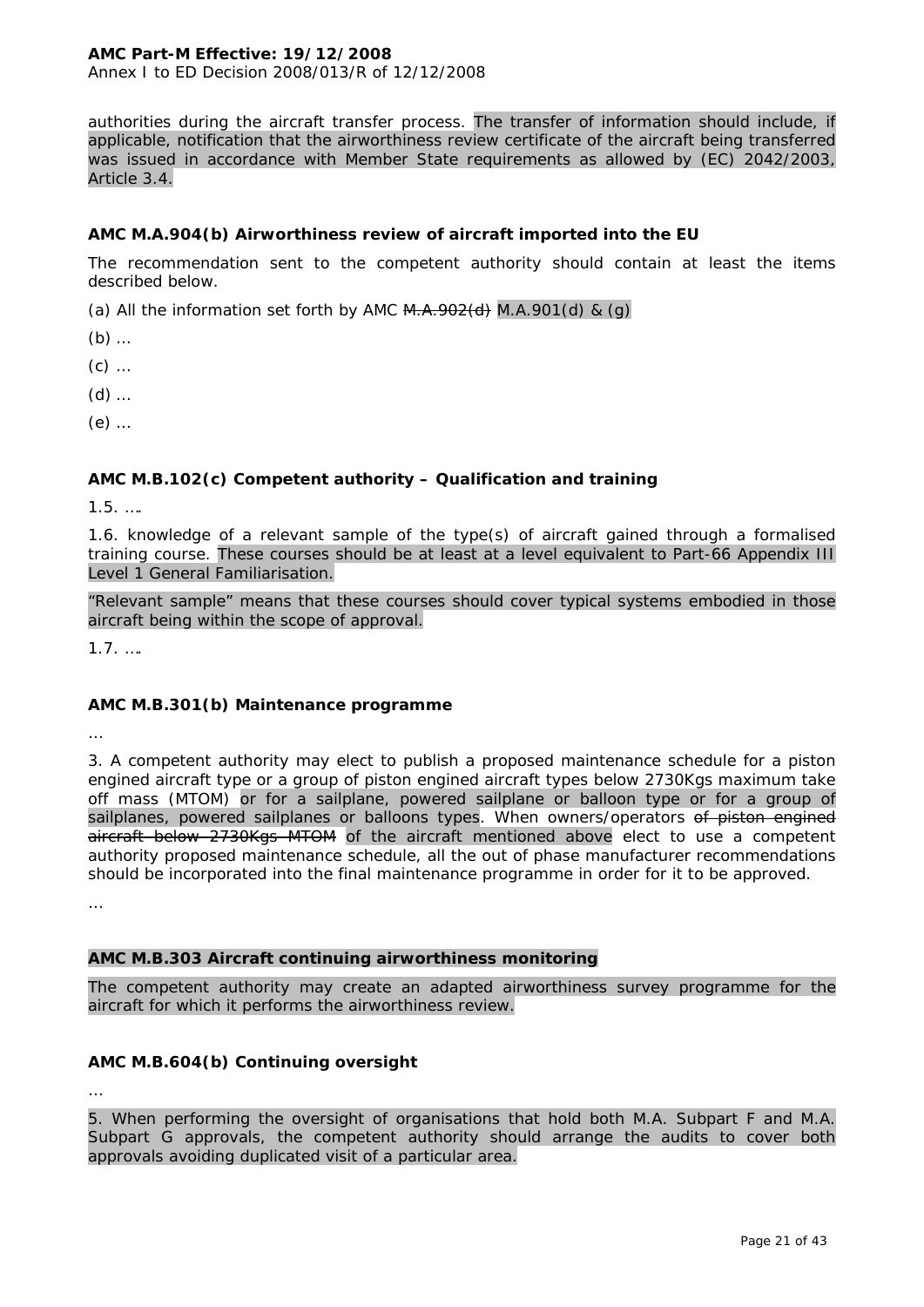authorities during the aircraft transfer process. The transfer of information should include, if applicable, notification that the airworthiness review certificate of the aircraft being transferred was issued in accordance with Member State requirements as allowed by (EC) 2042/2003, Article 3.4.

### AMC M.A.904(b) Airworthiness review of aircraft imported into the EU

The recommendation sent to the competent authority should contain at least the items described below.

(a) All the information set forth by AMC ~~M.A.902(d)~~ M.A.901(d) & (g)

(b) …

(c) …

(d) …

(e) …

### AMC M.B.102(c) Competent authority – Qualification and training

1.5. ….

1.6. knowledge of a relevant sample of the type(s) of aircraft gained through a formalised training course. These courses should be at least at a level equivalent to Part-66 Appendix III Level 1 General Familiarisation.

“Relevant sample” means that these courses should cover typical systems embodied in those aircraft being within the scope of approval.

1.7. ….

### AMC M.B.301(b) Maintenance programme

…

3. A competent authority may elect to publish a proposed maintenance schedule for a piston engined aircraft type or a group of piston engined aircraft types below 2730Kgs maximum take off mass (MTOM) or for a sailplane, powered sailplane or balloon type or for a group of sailplanes, powered sailplanes or balloons types. When owners/operators ~~of piston engined aircraft below 2730Kgs MTOM~~ of the aircraft mentioned above elect to use a competent authority proposed maintenance schedule, all the out of phase manufacturer recommendations should be incorporated into the final maintenance programme in order for it to be approved.

…

### AMC M.B.303 Aircraft continuing airworthiness monitoring

The competent authority may create an adapted airworthiness survey programme for the aircraft for which it performs the airworthiness review.

### AMC M.B.604(b) Continuing oversight

…

5. When performing the oversight of organisations that hold both M.A. Subpart F and M.A. Subpart G approvals, the competent authority should arrange the audits to cover both approvals avoiding duplicated visit of a particular area.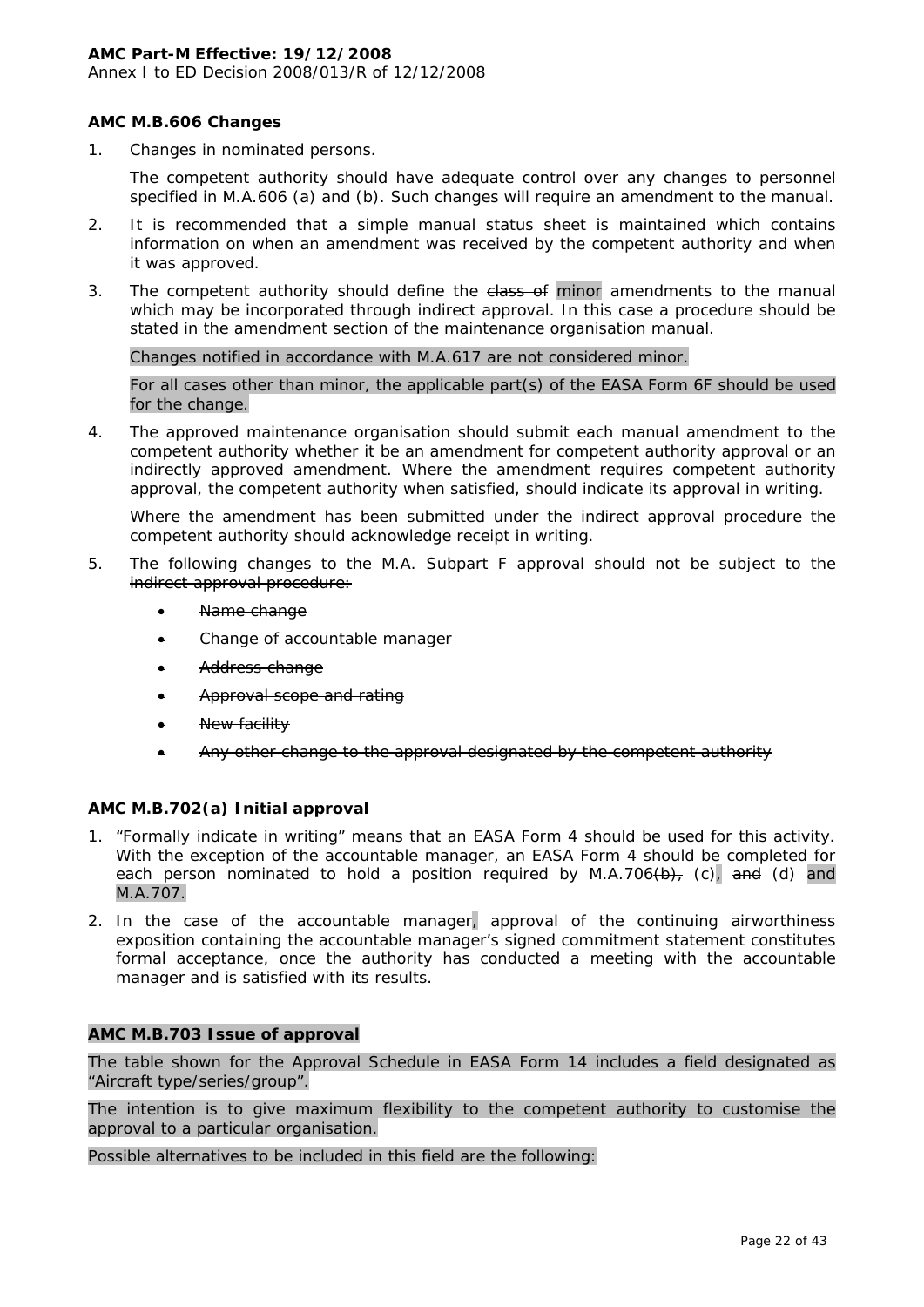### AMC M.B.606 Changes

1. Changes in nominated persons.

   The competent authority should have adequate control over any changes to personnel specified in M.A.606 (a) and (b). Such changes will require an amendment to the manual.

2. It is recommended that a simple manual status sheet is maintained which contains information on when an amendment was received by the competent authority and when it was approved.

3. The competent authority should define the ~~class of~~ minor amendments to the manual which may be incorporated through indirect approval. In this case a procedure should be stated in the amendment section of the maintenance organisation manual.

   Changes notified in accordance with M.A.617 are not considered minor.

   For all cases other than minor, the applicable part(s) of the EASA Form 6F should be used for the change.

4. The approved maintenance organisation should submit each manual amendment to the competent authority whether it be an amendment for competent authority approval or an indirectly approved amendment. Where the amendment requires competent authority approval, the competent authority when satisfied, should indicate its approval in writing.

   Where the amendment has been submitted under the indirect approval procedure the competent authority should acknowledge receipt in writing.

5. ~~The following changes to the M.A. Subpart F approval should not be subject to the indirect approval procedure:~~

   - ~~Name change~~
   - ~~Change of accountable manager~~
   - ~~Address change~~
   - ~~Approval scope and rating~~
   - ~~New facility~~
   - ~~Any other change to the approval designated by the competent authority~~

### AMC M.B.702(a) Initial approval

1. "Formally indicate in writing" means that an EASA Form 4 should be used for this activity. With the exception of the accountable manager, an EASA Form 4 should be completed for each person nominated to hold a position required by M.A.706~~(b),~~ (c), ~~and~~ (d) and M.A.707.

2. In the case of the accountable manager, approval of the continuing airworthiness exposition containing the accountable manager's signed commitment statement constitutes formal acceptance, once the authority has conducted a meeting with the accountable manager and is satisfied with its results.

### AMC M.B.703 Issue of approval

The table shown for the Approval Schedule in EASA Form 14 includes a field designated as "Aircraft type/series/group".

The intention is to give maximum flexibility to the competent authority to customise the approval to a particular organisation.

Possible alternatives to be included in this field are the following: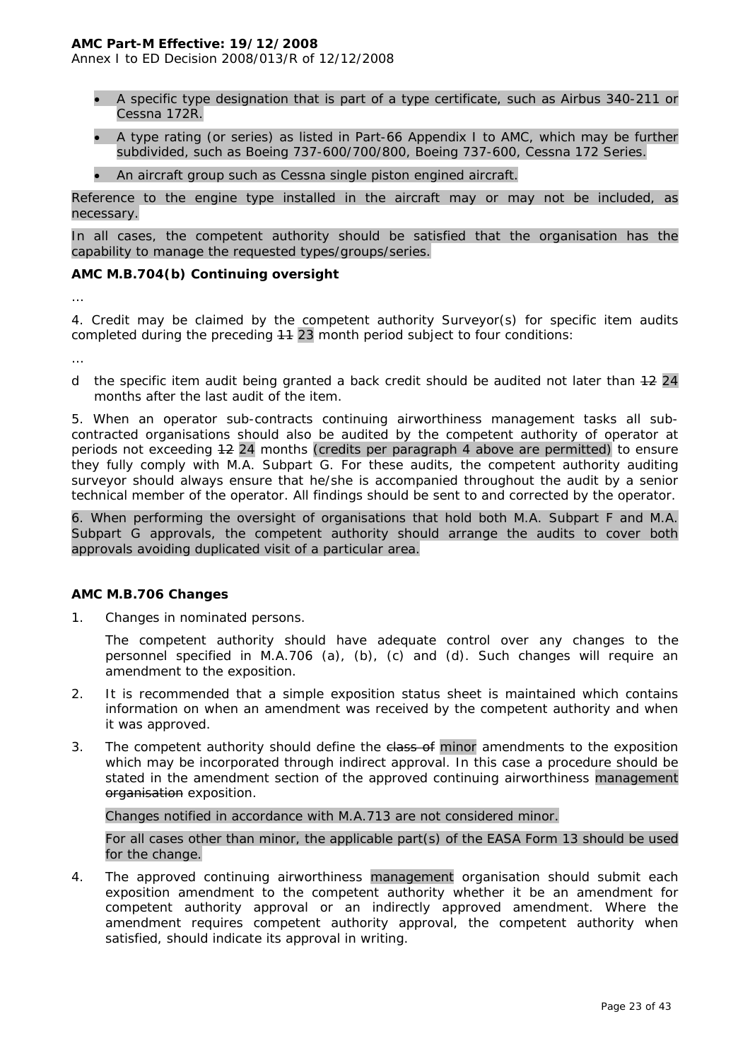- A specific type designation that is part of a type certificate, such as Airbus 340-211 or Cessna 172R.
- A type rating (or series) as listed in Part-66 Appendix I to AMC, which may be further subdivided, such as Boeing 737-600/700/800, Boeing 737-600, Cessna 172 Series.
- An aircraft group such as Cessna single piston engined aircraft.

Reference to the engine type installed in the aircraft may or may not be included, as necessary.

In all cases, the competent authority should be satisfied that the organisation has the capability to manage the requested types/groups/series.

### AMC M.B.704(b) Continuing oversight

…

4. Credit may be claimed by the competent authority Surveyor(s) for specific item audits completed during the preceding ~~11~~ 23 month period subject to four conditions:

…

d the specific item audit being granted a back credit should be audited not later than ~~12~~ 24 months after the last audit of the item.

5. When an operator sub-contracts continuing airworthiness management tasks all sub-contracted organisations should also be audited by the competent authority of operator at periods not exceeding ~~12~~ 24 months (credits per paragraph 4 above are permitted) to ensure they fully comply with M.A. Subpart G. For these audits, the competent authority auditing surveyor should always ensure that he/she is accompanied throughout the audit by a senior technical member of the operator. All findings should be sent to and corrected by the operator.

6. When performing the oversight of organisations that hold both M.A. Subpart F and M.A. Subpart G approvals, the competent authority should arrange the audits to cover both approvals avoiding duplicated visit of a particular area.

### AMC M.B.706 Changes

1. Changes in nominated persons.

   The competent authority should have adequate control over any changes to the personnel specified in M.A.706 (a), (b), (c) and (d). Such changes will require an amendment to the exposition.

2. It is recommended that a simple exposition status sheet is maintained which contains information on when an amendment was received by the competent authority and when it was approved.

3. The competent authority should define the ~~class of~~ minor amendments to the exposition which may be incorporated through indirect approval. In this case a procedure should be stated in the amendment section of the approved continuing airworthiness management ~~organisation~~ exposition.

   Changes notified in accordance with M.A.713 are not considered minor.

   For all cases other than minor, the applicable part(s) of the EASA Form 13 should be used for the change.

4. The approved continuing airworthiness management organisation should submit each exposition amendment to the competent authority whether it be an amendment for competent authority approval or an indirectly approved amendment. Where the amendment requires competent authority approval, the competent authority when satisfied, should indicate its approval in writing.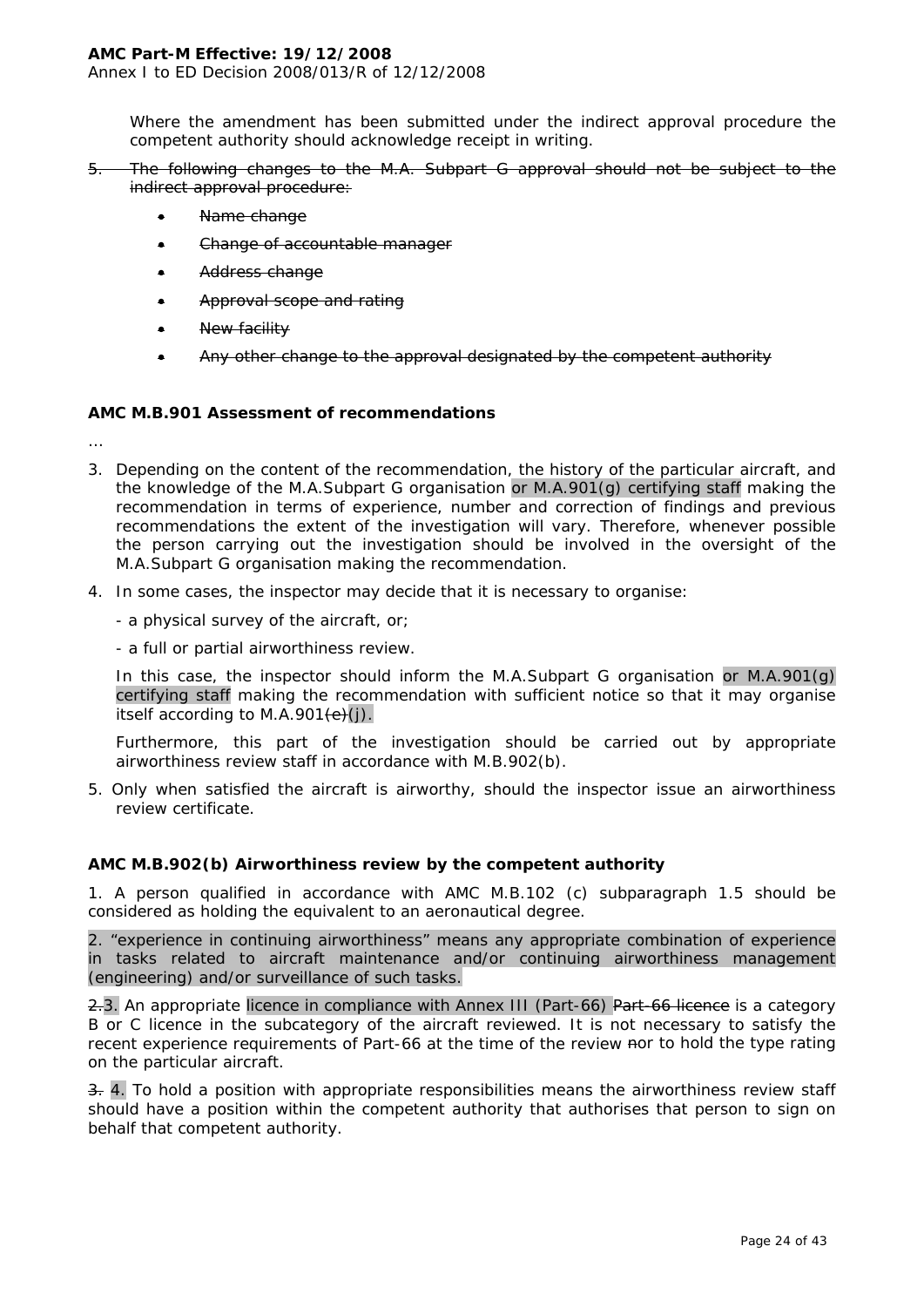Where the amendment has been submitted under the indirect approval procedure the competent authority should acknowledge receipt in writing.

5. ~~The following changes to the M.A. Subpart G approval should not be subject to the indirect approval procedure:~~

    - ~~Name change~~
    - ~~Change of accountable manager~~
    - ~~Address change~~
    - ~~Approval scope and rating~~
    - ~~New facility~~
    - ~~Any other change to the approval designated by the competent authority~~

### AMC M.B.901 Assessment of recommendations

…

3. Depending on the content of the recommendation, the history of the particular aircraft, and the knowledge of the M.A.Subpart G organisation or M.A.901(g) certifying staff making the recommendation in terms of experience, number and correction of findings and previous recommendations the extent of the investigation will vary. Therefore, whenever possible the person carrying out the investigation should be involved in the oversight of the M.A.Subpart G organisation making the recommendation.

4. In some cases, the inspector may decide that it is necessary to organise:

    - a physical survey of the aircraft, or;

    - a full or partial airworthiness review.

    In this case, the inspector should inform the M.A.Subpart G organisation or M.A.901(g) certifying staff making the recommendation with sufficient notice so that it may organise itself according to M.A.901~~(e)~~(j).

    Furthermore, this part of the investigation should be carried out by appropriate airworthiness review staff in accordance with M.B.902(b).

5. Only when satisfied the aircraft is airworthy, should the inspector issue an airworthiness review certificate.

### AMC M.B.902(b) Airworthiness review by the competent authority

1. A person qualified in accordance with AMC M.B.102 (c) subparagraph 1.5 should be considered as holding the equivalent to an aeronautical degree.

2. "experience in continuing airworthiness" means any appropriate combination of experience in tasks related to aircraft maintenance and/or continuing airworthiness management (engineering) and/or surveillance of such tasks.

~~2.~~3. An appropriate licence in compliance with Annex III (Part-66) ~~Part-66 licence~~ is a category B or C licence in the subcategory of the aircraft reviewed. It is not necessary to satisfy the recent experience requirements of Part-66 at the time of the review ~~n~~or to hold the type rating on the particular aircraft.

~~3.~~ 4. To hold a position with appropriate responsibilities means the airworthiness review staff should have a position within the competent authority that authorises that person to sign on behalf that competent authority.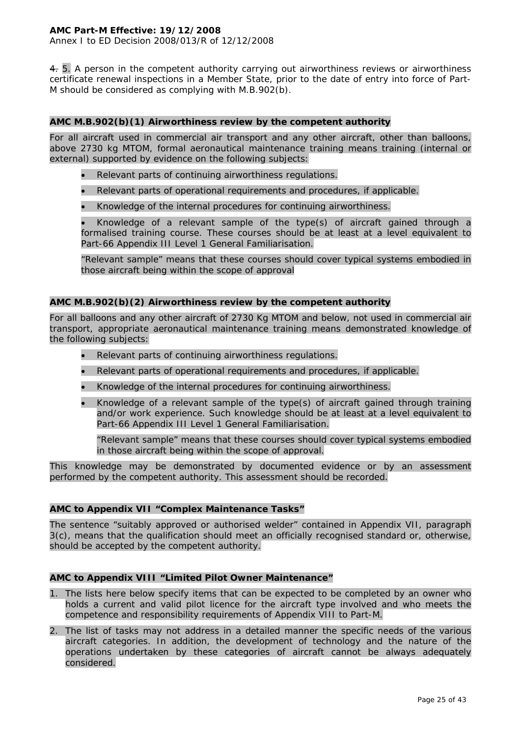~~4.~~ 5. A person in the competent authority carrying out airworthiness reviews or airworthiness certificate renewal inspections in a Member State, prior to the date of entry into force of Part-M should be considered as complying with M.B.902(b).

**AMC M.B.902(b)(1) Airworthiness review by the competent authority**

For all aircraft used in commercial air transport and any other aircraft, other than balloons, above 2730 kg MTOM, formal aeronautical maintenance training means training (internal or external) supported by evidence on the following subjects:

- Relevant parts of continuing airworthiness regulations.
- Relevant parts of operational requirements and procedures, if applicable.
- Knowledge of the internal procedures for continuing airworthiness.
- Knowledge of a relevant sample of the type(s) of aircraft gained through a formalised training course. These courses should be at least at a level equivalent to Part-66 Appendix III Level 1 General Familiarisation.

  "Relevant sample" means that these courses should cover typical systems embodied in those aircraft being within the scope of approval

**AMC M.B.902(b)(2) Airworthiness review by the competent authority**

For all balloons and any other aircraft of 2730 Kg MTOM and below, not used in commercial air transport, appropriate aeronautical maintenance training means demonstrated knowledge of the following subjects:

- Relevant parts of continuing airworthiness regulations.
- Relevant parts of operational requirements and procedures, if applicable.
- Knowledge of the internal procedures for continuing airworthiness.
- Knowledge of a relevant sample of the type(s) of aircraft gained through training and/or work experience. Such knowledge should be at least at a level equivalent to Part-66 Appendix III Level 1 General Familiarisation.

  "Relevant sample" means that these courses should cover typical systems embodied in those aircraft being within the scope of approval.

This knowledge may be demonstrated by documented evidence or by an assessment performed by the competent authority. This assessment should be recorded.

**AMC to Appendix VII "Complex Maintenance Tasks"**

The sentence "suitably approved or authorised welder" contained in Appendix VII, paragraph 3(c), means that the qualification should meet an officially recognised standard or, otherwise, should be accepted by the competent authority.

**AMC to Appendix VIII "Limited Pilot Owner Maintenance"**

1. The lists here below specify items that can be expected to be completed by an owner who holds a current and valid pilot licence for the aircraft type involved and who meets the competence and responsibility requirements of Appendix VIII to Part-M.
2. The list of tasks may not address in a detailed manner the specific needs of the various aircraft categories. In addition, the development of technology and the nature of the operations undertaken by these categories of aircraft cannot be always adequately considered.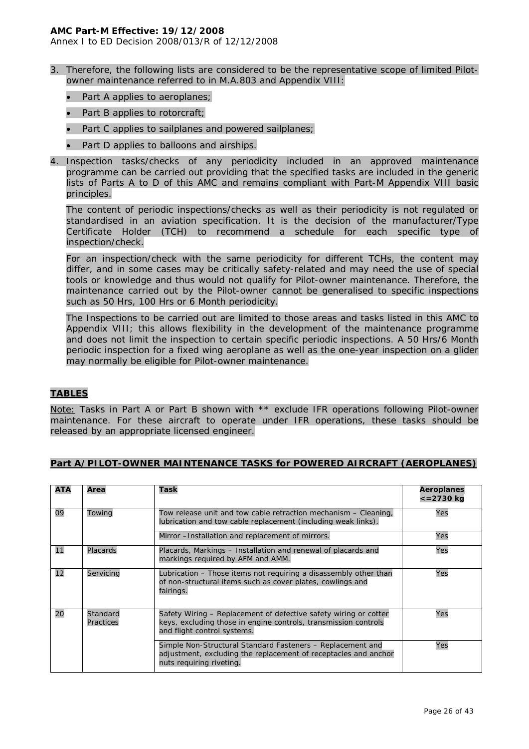3. Therefore, the following lists are considered to be the representative scope of limited Pilot-owner maintenance referred to in M.A.803 and Appendix VIII:
   - Part A applies to aeroplanes;
   - Part B applies to rotorcraft;
   - Part C applies to sailplanes and powered sailplanes;
   - Part D applies to balloons and airships.

4. Inspection tasks/checks of any periodicity included in an approved maintenance programme can be carried out providing that the specified tasks are included in the generic lists of Parts A to D of this AMC and remains compliant with Part-M Appendix VIII basic principles.

   The content of periodic inspections/checks as well as their periodicity is not regulated or standardised in an aviation specification. It is the decision of the manufacturer/Type Certificate Holder (TCH) to recommend a schedule for each specific type of inspection/check.

   For an inspection/check with the same periodicity for different TCHs, the content may differ, and in some cases may be critically safety-related and may need the use of special tools or knowledge and thus would not qualify for Pilot-owner maintenance. Therefore, the maintenance carried out by the Pilot-owner cannot be generalised to specific inspections such as 50 Hrs, 100 Hrs or 6 Month periodicity.

   The Inspections to be carried out are limited to those areas and tasks listed in this AMC to Appendix VIII; this allows flexibility in the development of the maintenance programme and does not limit the inspection to certain specific periodic inspections. A 50 Hrs/6 Month periodic inspection for a fixed wing aeroplane as well as the one-year inspection on a glider may normally be eligible for Pilot-owner maintenance.

## TABLES

Note: Tasks in Part A or Part B shown with ** exclude IFR operations following Pilot-owner maintenance. For these aircraft to operate under IFR operations, these tasks should be released by an appropriate licensed engineer.

## Part A/PILOT-OWNER MAINTENANCE TASKS for POWERED AIRCRAFT (AEROPLANES)

| ATA | Area | Task | Aeroplanes <=2730 kg |
|---|---|---|---|
| 09 | Towing | Tow release unit and tow cable retraction mechanism – Cleaning, lubrication and tow cable replacement (including weak links). | Yes |
| | | Mirror –Installation and replacement of mirrors. | Yes |
| 11 | Placards | Placards, Markings – Installation and renewal of placards and markings required by AFM and AMM. | Yes |
| 12 | Servicing | Lubrication – Those items not requiring a disassembly other than of non-structural items such as cover plates, cowlings and fairings. | Yes |
| 20 | Standard Practices | Safety Wiring – Replacement of defective safety wiring or cotter keys, excluding those in engine controls, transmission controls and flight control systems. | Yes |
| | | Simple Non-Structural Standard Fasteners – Replacement and adjustment, excluding the replacement of receptacles and anchor nuts requiring riveting. | Yes |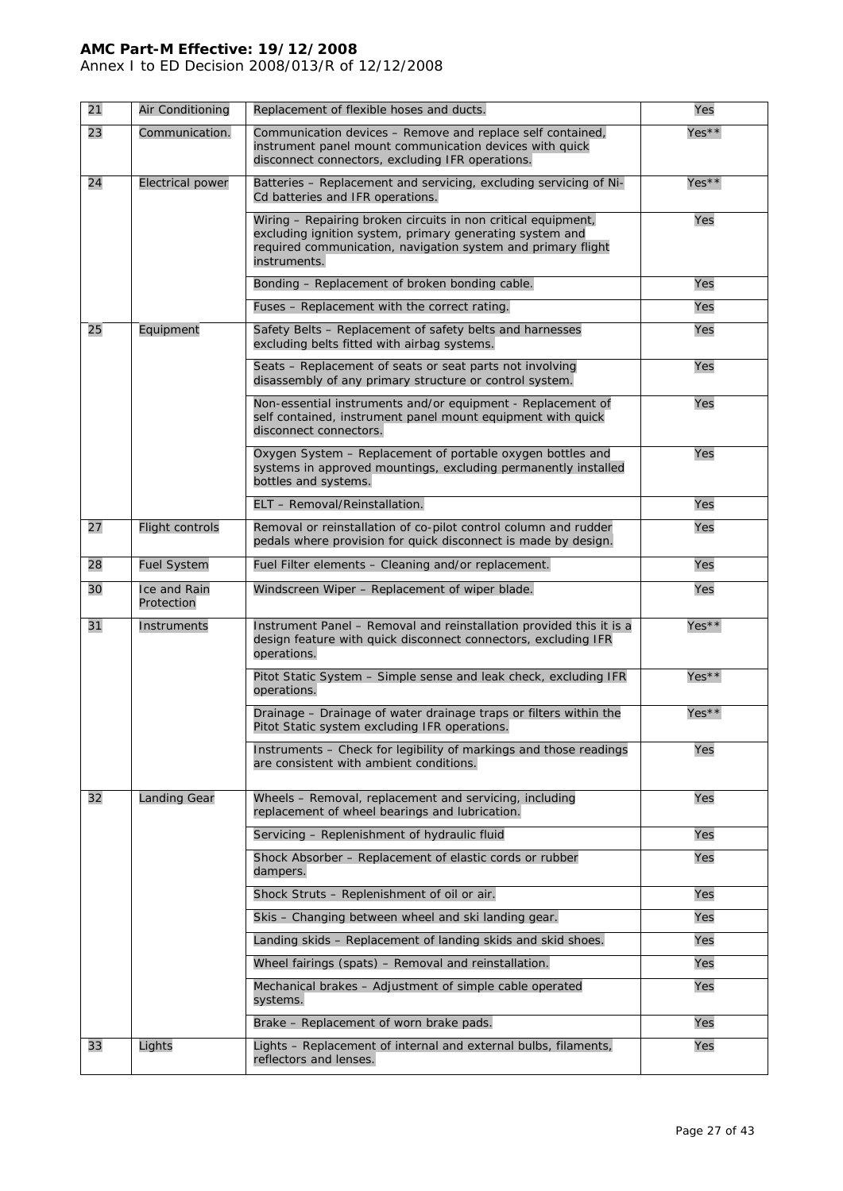| 21 | Air Conditioning | Replacement of flexible hoses and ducts. | Yes |
|---|---|---|---|
| 23 | Communication. | Communication devices – Remove and replace self contained, instrument panel mount communication devices with quick disconnect connectors, excluding IFR operations. | Yes** |
| 24 | Electrical power | Batteries – Replacement and servicing, excluding servicing of Ni-Cd batteries and IFR operations. | Yes** |
| | | Wiring – Repairing broken circuits in non critical equipment, excluding ignition system, primary generating system and required communication, navigation system and primary flight instruments. | Yes |
| | | Bonding – Replacement of broken bonding cable. | Yes |
| | | Fuses – Replacement with the correct rating. | Yes |
| 25 | Equipment | Safety Belts – Replacement of safety belts and harnesses excluding belts fitted with airbag systems. | Yes |
| | | Seats – Replacement of seats or seat parts not involving disassembly of any primary structure or control system. | Yes |
| | | Non-essential instruments and/or equipment - Replacement of self contained, instrument panel mount equipment with quick disconnect connectors. | Yes |
| | | Oxygen System – Replacement of portable oxygen bottles and systems in approved mountings, excluding permanently installed bottles and systems. | Yes |
| | | ELT – Removal/Reinstallation. | Yes |
| 27 | Flight controls | Removal or reinstallation of co-pilot control column and rudder pedals where provision for quick disconnect is made by design. | Yes |
| 28 | Fuel System | Fuel Filter elements – Cleaning and/or replacement. | Yes |
| 30 | Ice and Rain Protection | Windscreen Wiper – Replacement of wiper blade. | Yes |
| 31 | Instruments | Instrument Panel – Removal and reinstallation provided this it is a design feature with quick disconnect connectors, excluding IFR operations. | Yes** |
| | | Pitot Static System – Simple sense and leak check, excluding IFR operations. | Yes** |
| | | Drainage – Drainage of water drainage traps or filters within the Pitot Static system excluding IFR operations. | Yes** |
| | | Instruments – Check for legibility of markings and those readings are consistent with ambient conditions. | Yes |
| 32 | Landing Gear | Wheels – Removal, replacement and servicing, including replacement of wheel bearings and lubrication. | Yes |
| | | Servicing – Replenishment of hydraulic fluid | Yes |
| | | Shock Absorber – Replacement of elastic cords or rubber dampers. | Yes |
| | | Shock Struts – Replenishment of oil or air. | Yes |
| | | Skis – Changing between wheel and ski landing gear. | Yes |
| | | Landing skids – Replacement of landing skids and skid shoes. | Yes |
| | | Wheel fairings (spats) – Removal and reinstallation. | Yes |
| | | Mechanical brakes – Adjustment of simple cable operated systems. | Yes |
| | | Brake – Replacement of worn brake pads. | Yes |
| 33 | Lights | Lights – Replacement of internal and external bulbs, filaments, reflectors and lenses. | Yes |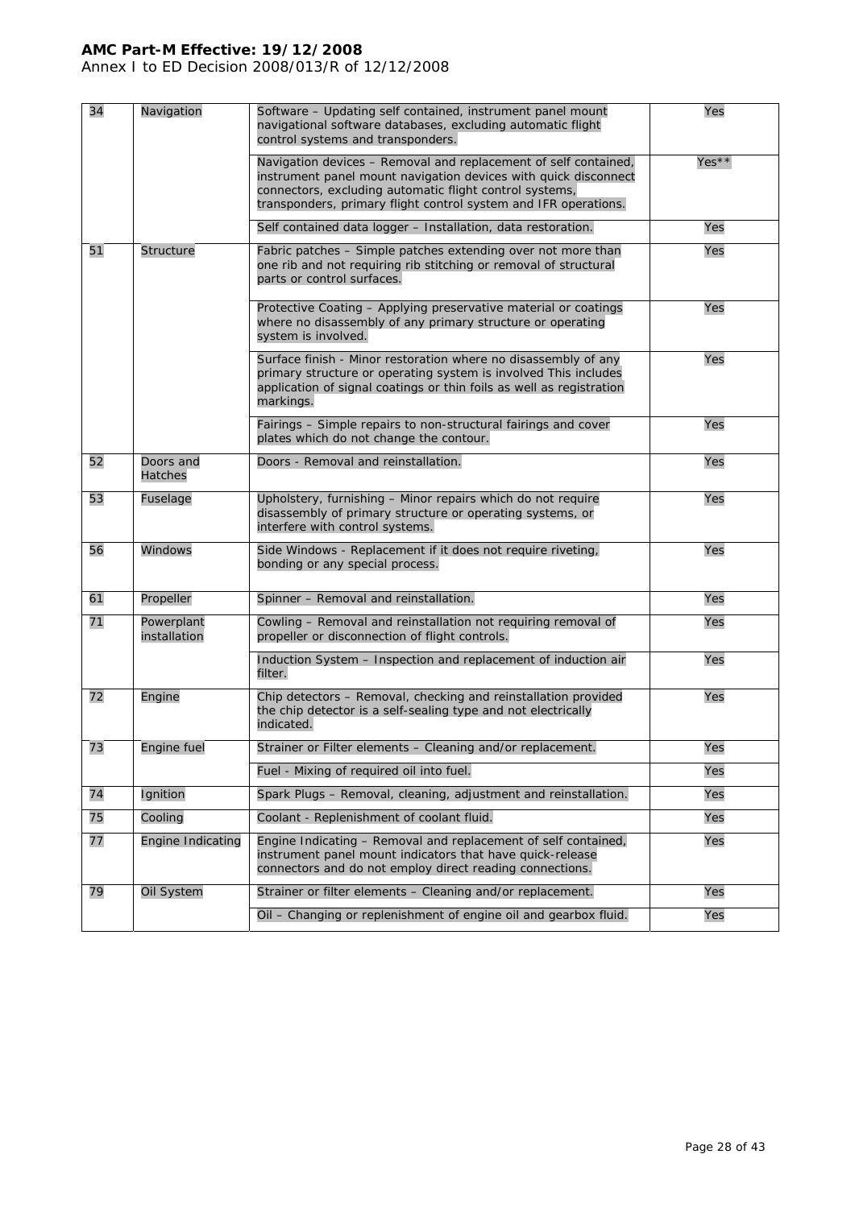| 34 | Navigation | Software – Updating self contained, instrument panel mount navigational software databases, excluding automatic flight control systems and transponders. | Yes |
|---|---|---|---|
| | | Navigation devices – Removal and replacement of self contained, instrument panel mount navigation devices with quick disconnect connectors, excluding automatic flight control systems, transponders, primary flight control system and IFR operations. | Yes** |
| | | Self contained data logger – Installation, data restoration. | Yes |
| 51 | Structure | Fabric patches – Simple patches extending over not more than one rib and not requiring rib stitching or removal of structural parts or control surfaces. | Yes |
| | | Protective Coating – Applying preservative material or coatings where no disassembly of any primary structure or operating system is involved. | Yes |
| | | Surface finish - Minor restoration where no disassembly of any primary structure or operating system is involved This includes application of signal coatings or thin foils as well as registration markings. | Yes |
| | | Fairings – Simple repairs to non-structural fairings and cover plates which do not change the contour. | Yes |
| 52 | Doors and Hatches | Doors - Removal and reinstallation. | Yes |
| 53 | Fuselage | Upholstery, furnishing – Minor repairs which do not require disassembly of primary structure or operating systems, or interfere with control systems. | Yes |
| 56 | Windows | Side Windows - Replacement if it does not require riveting, bonding or any special process. | Yes |
| 61 | Propeller | Spinner – Removal and reinstallation. | Yes |
| 71 | Powerplant installation | Cowling – Removal and reinstallation not requiring removal of propeller or disconnection of flight controls. | Yes |
| | | Induction System – Inspection and replacement of induction air filter. | Yes |
| 72 | Engine | Chip detectors – Removal, checking and reinstallation provided the chip detector is a self-sealing type and not electrically indicated. | Yes |
| 73 | Engine fuel | Strainer or Filter elements – Cleaning and/or replacement. | Yes |
| | | Fuel - Mixing of required oil into fuel. | Yes |
| 74 | Ignition | Spark Plugs – Removal, cleaning, adjustment and reinstallation. | Yes |
| 75 | Cooling | Coolant - Replenishment of coolant fluid. | Yes |
| 77 | Engine Indicating | Engine Indicating – Removal and replacement of self contained, instrument panel mount indicators that have quick-release connectors and do not employ direct reading connections. | Yes |
| 79 | Oil System | Strainer or filter elements – Cleaning and/or replacement. | Yes |
| | | Oil – Changing or replenishment of engine oil and gearbox fluid. | Yes |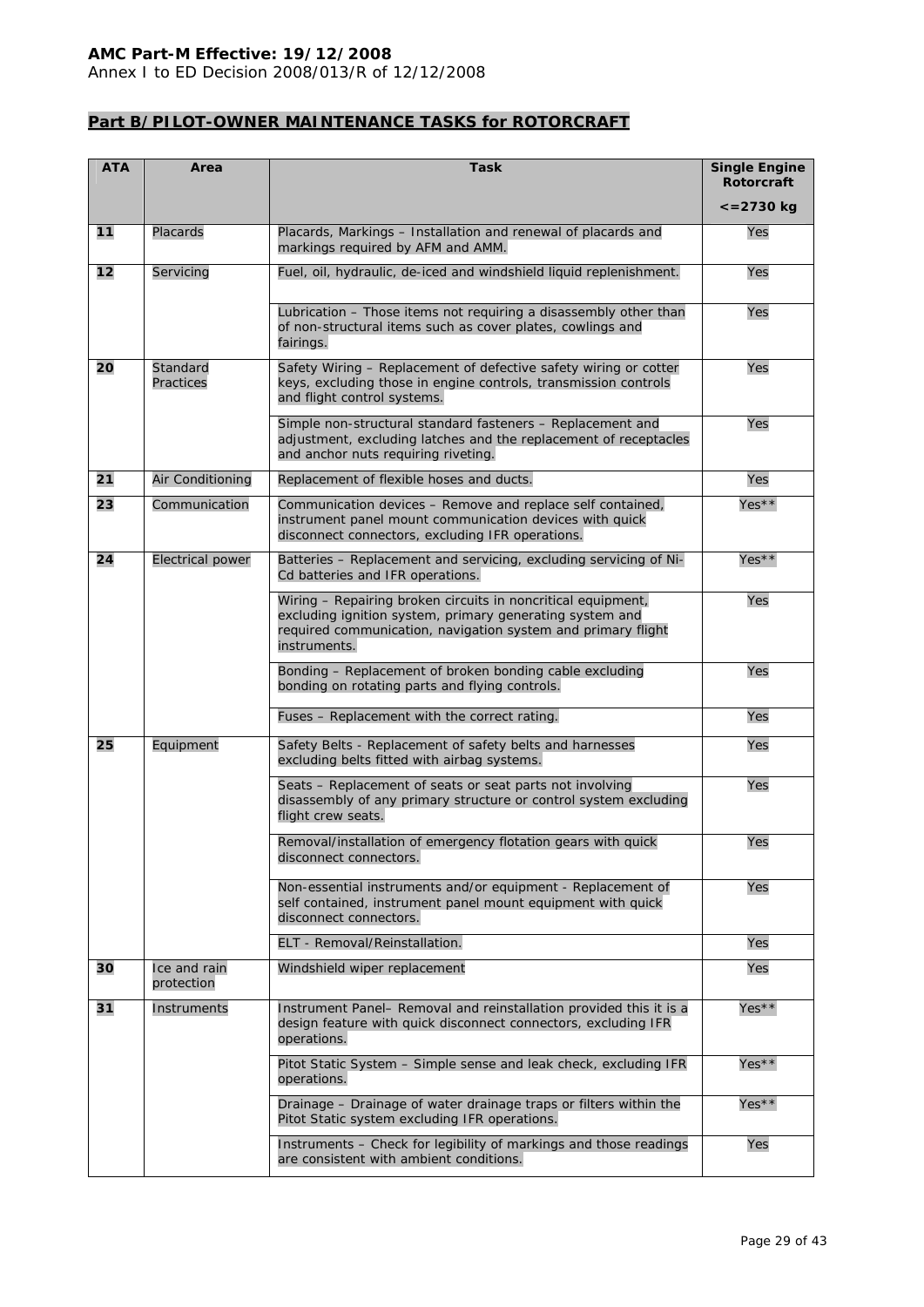## Part B/PILOT-OWNER MAINTENANCE TASKS for ROTORCRAFT

| ATA | Area | Task | Single Engine Rotorcraft <=2730 kg |
|---|---|---|---|
| 11 | Placards | Placards, Markings – Installation and renewal of placards and markings required by AFM and AMM. | Yes |
| 12 | Servicing | Fuel, oil, hydraulic, de-iced and windshield liquid replenishment. | Yes |
| | | Lubrication – Those items not requiring a disassembly other than of non-structural items such as cover plates, cowlings and fairings. | Yes |
| 20 | Standard Practices | Safety Wiring – Replacement of defective safety wiring or cotter keys, excluding those in engine controls, transmission controls and flight control systems. | Yes |
| | | Simple non-structural standard fasteners – Replacement and adjustment, excluding latches and the replacement of receptacles and anchor nuts requiring riveting. | Yes |
| 21 | Air Conditioning | Replacement of flexible hoses and ducts. | Yes |
| 23 | Communication | Communication devices – Remove and replace self contained, instrument panel mount communication devices with quick disconnect connectors, excluding IFR operations. | Yes** |
| 24 | Electrical power | Batteries – Replacement and servicing, excluding servicing of Ni-Cd batteries and IFR operations. | Yes** |
| | | Wiring – Repairing broken circuits in noncritical equipment, excluding ignition system, primary generating system and required communication, navigation system and primary flight instruments. | Yes |
| | | Bonding – Replacement of broken bonding cable excluding bonding on rotating parts and flying controls. | Yes |
| | | Fuses – Replacement with the correct rating. | Yes |
| 25 | Equipment | Safety Belts - Replacement of safety belts and harnesses excluding belts fitted with airbag systems. | Yes |
| | | Seats – Replacement of seats or seat parts not involving disassembly of any primary structure or control system excluding flight crew seats. | Yes |
| | | Removal/installation of emergency flotation gears with quick disconnect connectors. | Yes |
| | | Non-essential instruments and/or equipment - Replacement of self contained, instrument panel mount equipment with quick disconnect connectors. | Yes |
| | | ELT - Removal/Reinstallation. | Yes |
| 30 | Ice and rain protection | Windshield wiper replacement | Yes |
| 31 | Instruments | Instrument Panel– Removal and reinstallation provided this it is a design feature with quick disconnect connectors, excluding IFR operations. | Yes** |
| | | Pitot Static System – Simple sense and leak check, excluding IFR operations. | Yes** |
| | | Drainage – Drainage of water drainage traps or filters within the Pitot Static system excluding IFR operations. | Yes** |
| | | Instruments – Check for legibility of markings and those readings are consistent with ambient conditions. | Yes |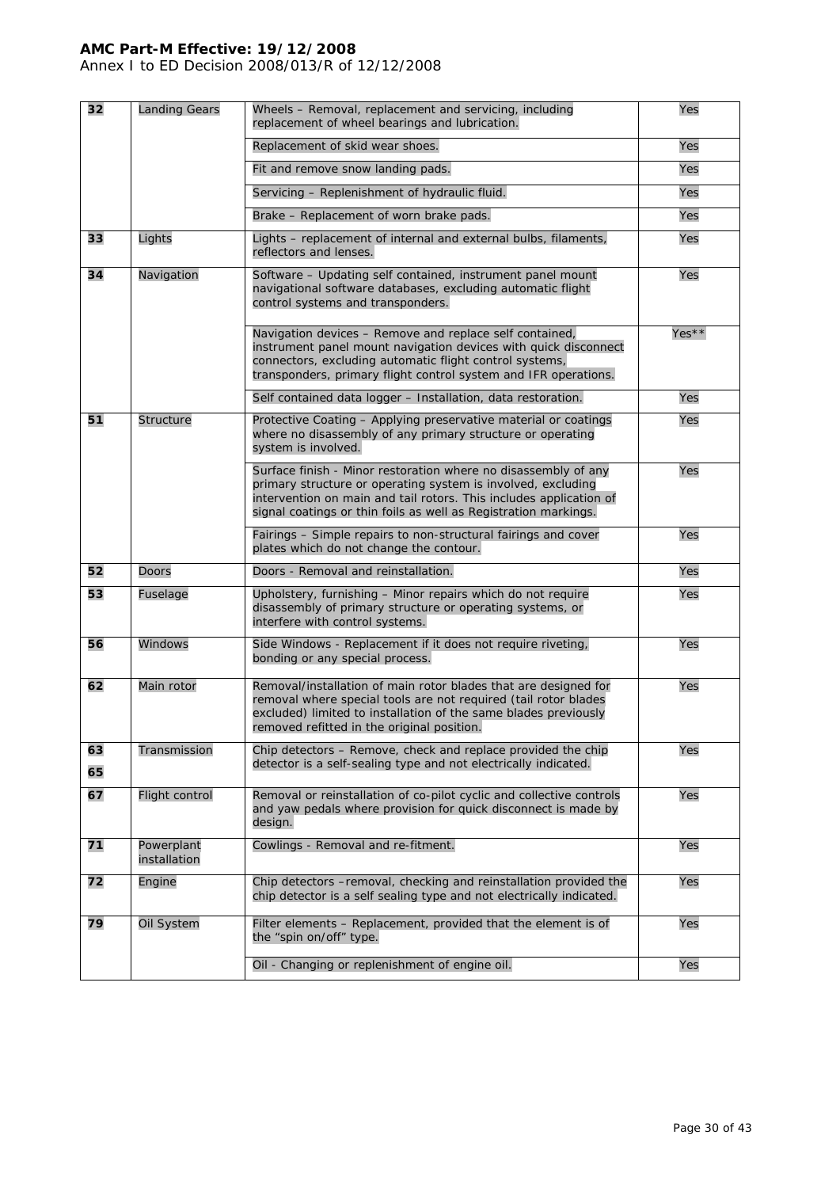| | | | |
|---|---|---|---|
| **32** | Landing Gears | Wheels – Removal, replacement and servicing, including replacement of wheel bearings and lubrication. | Yes |
| | | Replacement of skid wear shoes. | Yes |
| | | Fit and remove snow landing pads. | Yes |
| | | Servicing – Replenishment of hydraulic fluid. | Yes |
| | | Brake – Replacement of worn brake pads. | Yes |
| **33** | Lights | Lights – replacement of internal and external bulbs, filaments, reflectors and lenses. | Yes |
| **34** | Navigation | Software – Updating self contained, instrument panel mount navigational software databases, excluding automatic flight control systems and transponders. | Yes |
| | | Navigation devices – Remove and replace self contained, instrument panel mount navigation devices with quick disconnect connectors, excluding automatic flight control systems, transponders, primary flight control system and IFR operations. | Yes** |
| | | Self contained data logger – Installation, data restoration. | Yes |
| **51** | Structure | Protective Coating – Applying preservative material or coatings where no disassembly of any primary structure or operating system is involved. | Yes |
| | | Surface finish - Minor restoration where no disassembly of any primary structure or operating system is involved, excluding intervention on main and tail rotors. This includes application of signal coatings or thin foils as well as Registration markings. | Yes |
| | | Fairings – Simple repairs to non-structural fairings and cover plates which do not change the contour. | Yes |
| **52** | Doors | Doors - Removal and reinstallation. | Yes |
| **53** | Fuselage | Upholstery, furnishing – Minor repairs which do not require disassembly of primary structure or operating systems, or interfere with control systems. | Yes |
| **56** | Windows | Side Windows - Replacement if it does not require riveting, bonding or any special process. | Yes |
| **62** | Main rotor | Removal/installation of main rotor blades that are designed for removal where special tools are not required (tail rotor blades excluded) limited to installation of the same blades previously removed refitted in the original position. | Yes |
| **63** **65** | Transmission | Chip detectors – Remove, check and replace provided the chip detector is a self-sealing type and not electrically indicated. | Yes |
| **67** | Flight control | Removal or reinstallation of co-pilot cyclic and collective controls and yaw pedals where provision for quick disconnect is made by design. | Yes |
| **71** | Powerplant installation | Cowlings - Removal and re-fitment. | Yes |
| **72** | Engine | Chip detectors –removal, checking and reinstallation provided the chip detector is a self sealing type and not electrically indicated. | Yes |
| **79** | Oil System | Filter elements – Replacement, provided that the element is of the "spin on/off" type. | Yes |
| | | Oil - Changing or replenishment of engine oil. | Yes |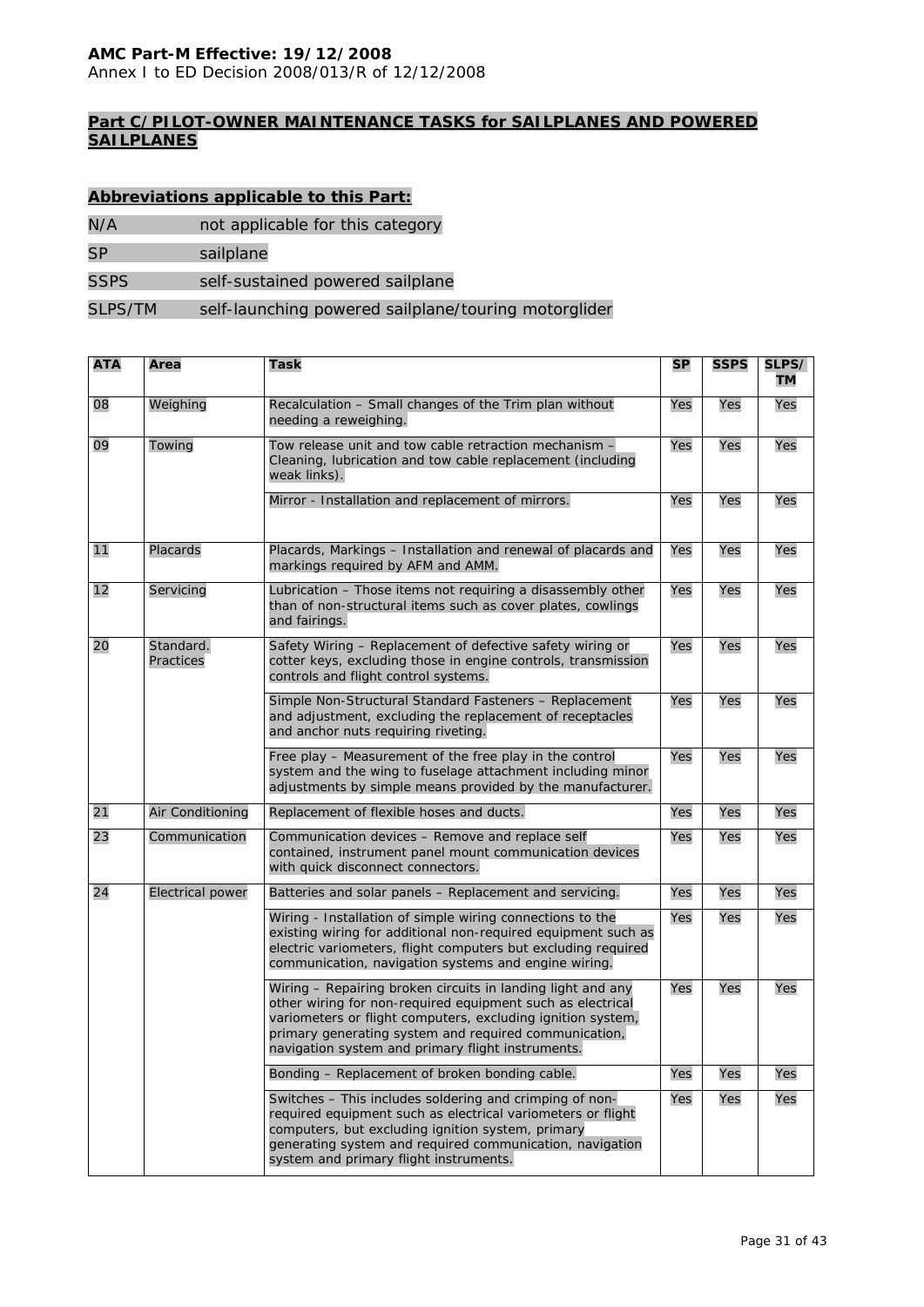## Part C/PILOT-OWNER MAINTENANCE TASKS for SAILPLANES AND POWERED SAILPLANES

### Abbreviations applicable to this Part:

| | |
|---|---|
| N/A | not applicable for this category |
| SP | sailplane |
| SSPS | self-sustained powered sailplane |
| SLPS/TM | self-launching powered sailplane/touring motorglider |

| ATA | Area | Task | SP | SSPS | SLPS/ TM |
|---|---|---|---|---|---|
| 08 | Weighing | Recalculation – Small changes of the Trim plan without needing a reweighing. | Yes | Yes | Yes |
| 09 | Towing | Tow release unit and tow cable retraction mechanism – Cleaning, lubrication and tow cable replacement (including weak links). | Yes | Yes | Yes |
| | | Mirror - Installation and replacement of mirrors. | Yes | Yes | Yes |
| 11 | Placards | Placards, Markings – Installation and renewal of placards and markings required by AFM and AMM. | Yes | Yes | Yes |
| 12 | Servicing | Lubrication – Those items not requiring a disassembly other than of non-structural items such as cover plates, cowlings and fairings. | Yes | Yes | Yes |
| 20 | Standard. Practices | Safety Wiring – Replacement of defective safety wiring or cotter keys, excluding those in engine controls, transmission controls and flight control systems. | Yes | Yes | Yes |
| | | Simple Non-Structural Standard Fasteners – Replacement and adjustment, excluding the replacement of receptacles and anchor nuts requiring riveting. | Yes | Yes | Yes |
| | | Free play – Measurement of the free play in the control system and the wing to fuselage attachment including minor adjustments by simple means provided by the manufacturer. | Yes | Yes | Yes |
| 21 | Air Conditioning | Replacement of flexible hoses and ducts. | Yes | Yes | Yes |
| 23 | Communication | Communication devices – Remove and replace self contained, instrument panel mount communication devices with quick disconnect connectors. | Yes | Yes | Yes |
| 24 | Electrical power | Batteries and solar panels – Replacement and servicing. | Yes | Yes | Yes |
| | | Wiring - Installation of simple wiring connections to the existing wiring for additional non-required equipment such as electric variometers, flight computers but excluding required communication, navigation systems and engine wiring. | Yes | Yes | Yes |
| | | Wiring – Repairing broken circuits in landing light and any other wiring for non-required equipment such as electrical variometers or flight computers, excluding ignition system, primary generating system and required communication, navigation system and primary flight instruments. | Yes | Yes | Yes |
| | | Bonding – Replacement of broken bonding cable. | Yes | Yes | Yes |
| | | Switches – This includes soldering and crimping of non-required equipment such as electrical variometers or flight computers, but excluding ignition system, primary generating system and required communication, navigation system and primary flight instruments. | Yes | Yes | Yes |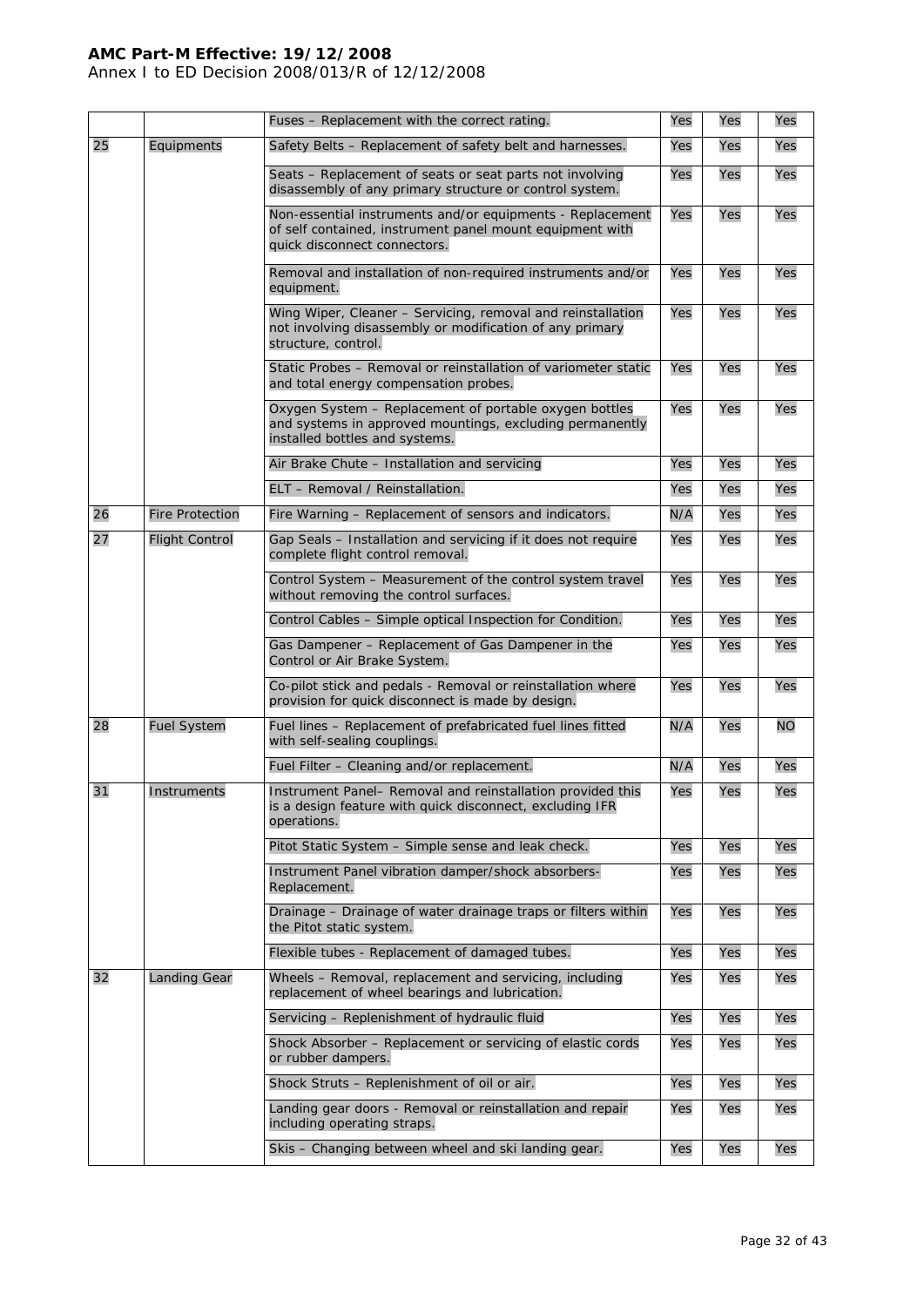| | | Fuses – Replacement with the correct rating. | Yes | Yes | Yes |
|---|---|---|---|---|---|
| 25 | Equipments | Safety Belts – Replacement of safety belt and harnesses. | Yes | Yes | Yes |
| | | Seats – Replacement of seats or seat parts not involving disassembly of any primary structure or control system. | Yes | Yes | Yes |
| | | Non-essential instruments and/or equipments - Replacement of self contained, instrument panel mount equipment with quick disconnect connectors. | Yes | Yes | Yes |
| | | Removal and installation of non-required instruments and/or equipment. | Yes | Yes | Yes |
| | | Wing Wiper, Cleaner – Servicing, removal and reinstallation not involving disassembly or modification of any primary structure, control. | Yes | Yes | Yes |
| | | Static Probes – Removal or reinstallation of variometer static and total energy compensation probes. | Yes | Yes | Yes |
| | | Oxygen System – Replacement of portable oxygen bottles and systems in approved mountings, excluding permanently installed bottles and systems. | Yes | Yes | Yes |
| | | Air Brake Chute – Installation and servicing | Yes | Yes | Yes |
| | | ELT – Removal / Reinstallation. | Yes | Yes | Yes |
| 26 | Fire Protection | Fire Warning – Replacement of sensors and indicators. | N/A | Yes | Yes |
| 27 | Flight Control | Gap Seals – Installation and servicing if it does not require complete flight control removal. | Yes | Yes | Yes |
| | | Control System – Measurement of the control system travel without removing the control surfaces. | Yes | Yes | Yes |
| | | Control Cables – Simple optical Inspection for Condition. | Yes | Yes | Yes |
| | | Gas Dampener – Replacement of Gas Dampener in the Control or Air Brake System. | Yes | Yes | Yes |
| | | Co-pilot stick and pedals - Removal or reinstallation where provision for quick disconnect is made by design. | Yes | Yes | Yes |
| 28 | Fuel System | Fuel lines – Replacement of prefabricated fuel lines fitted with self-sealing couplings. | N/A | Yes | NO |
| | | Fuel Filter – Cleaning and/or replacement. | N/A | Yes | Yes |
| 31 | Instruments | Instrument Panel– Removal and reinstallation provided this is a design feature with quick disconnect, excluding IFR operations. | Yes | Yes | Yes |
| | | Pitot Static System – Simple sense and leak check. | Yes | Yes | Yes |
| | | Instrument Panel vibration damper/shock absorbers-Replacement. | Yes | Yes | Yes |
| | | Drainage – Drainage of water drainage traps or filters within the Pitot static system. | Yes | Yes | Yes |
| | | Flexible tubes - Replacement of damaged tubes. | Yes | Yes | Yes |
| 32 | Landing Gear | Wheels – Removal, replacement and servicing, including replacement of wheel bearings and lubrication. | Yes | Yes | Yes |
| | | Servicing – Replenishment of hydraulic fluid | Yes | Yes | Yes |
| | | Shock Absorber – Replacement or servicing of elastic cords or rubber dampers. | Yes | Yes | Yes |
| | | Shock Struts – Replenishment of oil or air. | Yes | Yes | Yes |
| | | Landing gear doors - Removal or reinstallation and repair including operating straps. | Yes | Yes | Yes |
| | | Skis – Changing between wheel and ski landing gear. | Yes | Yes | Yes |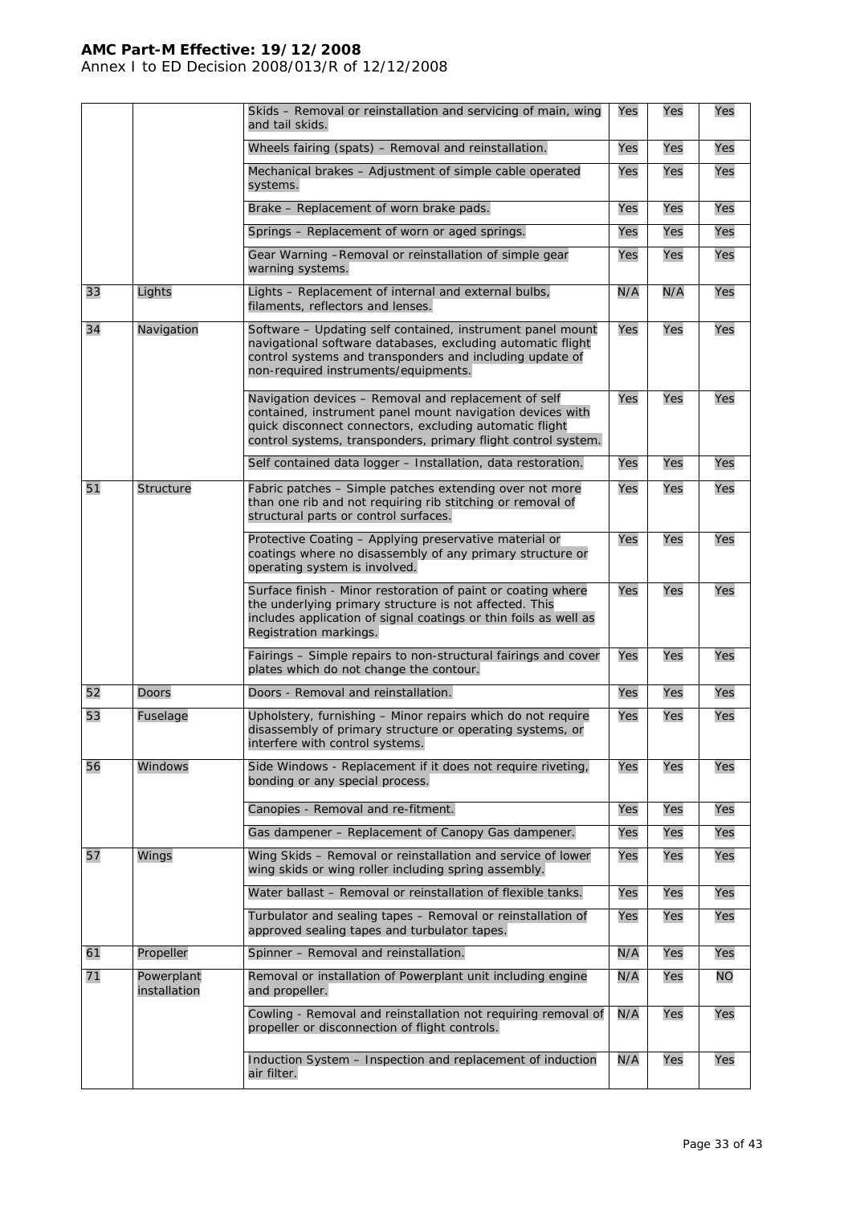| | | | | | |
|---|---|---|---|---|---|
| | | Skids – Removal or reinstallation and servicing of main, wing and tail skids. | Yes | Yes | Yes |
| | | Wheels fairing (spats) – Removal and reinstallation. | Yes | Yes | Yes |
| | | Mechanical brakes – Adjustment of simple cable operated systems. | Yes | Yes | Yes |
| | | Brake – Replacement of worn brake pads. | Yes | Yes | Yes |
| | | Springs – Replacement of worn or aged springs. | Yes | Yes | Yes |
| | | Gear Warning –Removal or reinstallation of simple gear warning systems. | Yes | Yes | Yes |
| 33 | Lights | Lights – Replacement of internal and external bulbs, filaments, reflectors and lenses. | N/A | N/A | Yes |
| 34 | Navigation | Software – Updating self contained, instrument panel mount navigational software databases, excluding automatic flight control systems and transponders and including update of non-required instruments/equipments. | Yes | Yes | Yes |
| | | Navigation devices – Removal and replacement of self contained, instrument panel mount navigation devices with quick disconnect connectors, excluding automatic flight control systems, transponders, primary flight control system. | Yes | Yes | Yes |
| | | Self contained data logger – Installation, data restoration. | Yes | Yes | Yes |
| 51 | Structure | Fabric patches – Simple patches extending over not more than one rib and not requiring rib stitching or removal of structural parts or control surfaces. | Yes | Yes | Yes |
| | | Protective Coating – Applying preservative material or coatings where no disassembly of any primary structure or operating system is involved. | Yes | Yes | Yes |
| | | Surface finish - Minor restoration of paint or coating where the underlying primary structure is not affected. This includes application of signal coatings or thin foils as well as Registration markings. | Yes | Yes | Yes |
| | | Fairings – Simple repairs to non-structural fairings and cover plates which do not change the contour. | Yes | Yes | Yes |
| 52 | Doors | Doors - Removal and reinstallation. | Yes | Yes | Yes |
| 53 | Fuselage | Upholstery, furnishing – Minor repairs which do not require disassembly of primary structure or operating systems, or interfere with control systems. | Yes | Yes | Yes |
| 56 | Windows | Side Windows - Replacement if it does not require riveting, bonding or any special process. | Yes | Yes | Yes |
| | | Canopies - Removal and re-fitment. | Yes | Yes | Yes |
| | | Gas dampener – Replacement of Canopy Gas dampener. | Yes | Yes | Yes |
| 57 | Wings | Wing Skids – Removal or reinstallation and service of lower wing skids or wing roller including spring assembly. | Yes | Yes | Yes |
| | | Water ballast – Removal or reinstallation of flexible tanks. | Yes | Yes | Yes |
| | | Turbulator and sealing tapes – Removal or reinstallation of approved sealing tapes and turbulator tapes. | Yes | Yes | Yes |
| 61 | Propeller | Spinner – Removal and reinstallation. | N/A | Yes | Yes |
| 71 | Powerplant installation | Removal or installation of Powerplant unit including engine and propeller. | N/A | Yes | NO |
| | | Cowling - Removal and reinstallation not requiring removal of propeller or disconnection of flight controls. | N/A | Yes | Yes |
| | | Induction System – Inspection and replacement of induction air filter. | N/A | Yes | Yes |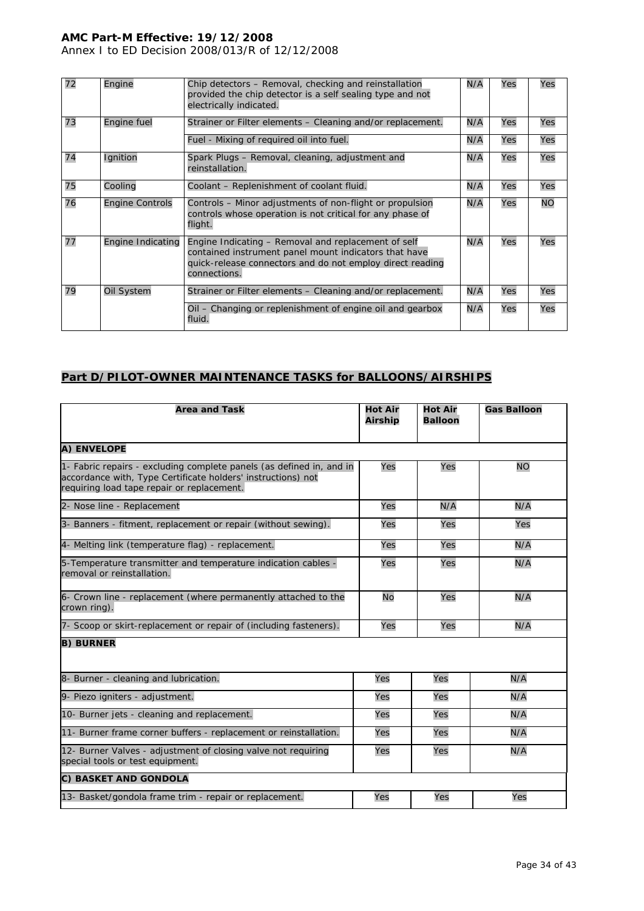| | | | | | |
|---|---|---|---|---|---|
| 72 | Engine | Chip detectors – Removal, checking and reinstallation provided the chip detector is a self sealing type and not electrically indicated. | N/A | Yes | Yes |
| 73 | Engine fuel | Strainer or Filter elements – Cleaning and/or replacement. | N/A | Yes | Yes |
| | | Fuel - Mixing of required oil into fuel. | N/A | Yes | Yes |
| 74 | Ignition | Spark Plugs – Removal, cleaning, adjustment and reinstallation. | N/A | Yes | Yes |
| 75 | Cooling | Coolant – Replenishment of coolant fluid. | N/A | Yes | Yes |
| 76 | Engine Controls | Controls – Minor adjustments of non-flight or propulsion controls whose operation is not critical for any phase of flight. | N/A | Yes | NO |
| 77 | Engine Indicating | Engine Indicating – Removal and replacement of self contained instrument panel mount indicators that have quick-release connectors and do not employ direct reading connections. | N/A | Yes | Yes |
| 79 | Oil System | Strainer or Filter elements – Cleaning and/or replacement. | N/A | Yes | Yes |
| | | Oil – Changing or replenishment of engine oil and gearbox fluid. | N/A | Yes | Yes |

## Part D/PILOT-OWNER MAINTENANCE TASKS for BALLOONS/AIRSHIPS

| Area and Task | Hot Air Airship | Hot Air Balloon | Gas Balloon |
|---|---|---|---|
| **A) ENVELOPE** | | | |
| 1- Fabric repairs - excluding complete panels (as defined in, and in accordance with, Type Certificate holders' instructions) not requiring load tape repair or replacement. | Yes | Yes | NO |
| 2- Nose line - Replacement | Yes | N/A | N/A |
| 3- Banners - fitment, replacement or repair (without sewing). | Yes | Yes | Yes |
| 4- Melting link (temperature flag) - replacement. | Yes | Yes | N/A |
| 5-Temperature transmitter and temperature indication cables - removal or reinstallation. | Yes | Yes | N/A |
| 6- Crown line - replacement (where permanently attached to the crown ring). | No | Yes | N/A |
| 7- Scoop or skirt-replacement or repair of (including fasteners). | Yes | Yes | N/A |
| **B) BURNER** | | | |
| 8- Burner - cleaning and lubrication. | Yes | Yes | N/A |
| 9- Piezo igniters - adjustment. | Yes | Yes | N/A |
| 10- Burner jets - cleaning and replacement. | Yes | Yes | N/A |
| 11- Burner frame corner buffers - replacement or reinstallation. | Yes | Yes | N/A |
| 12- Burner Valves - adjustment of closing valve not requiring special tools or test equipment. | Yes | Yes | N/A |
| **C) BASKET AND GONDOLA** | | | |
| 13- Basket/gondola frame trim - repair or replacement. | Yes | Yes | Yes |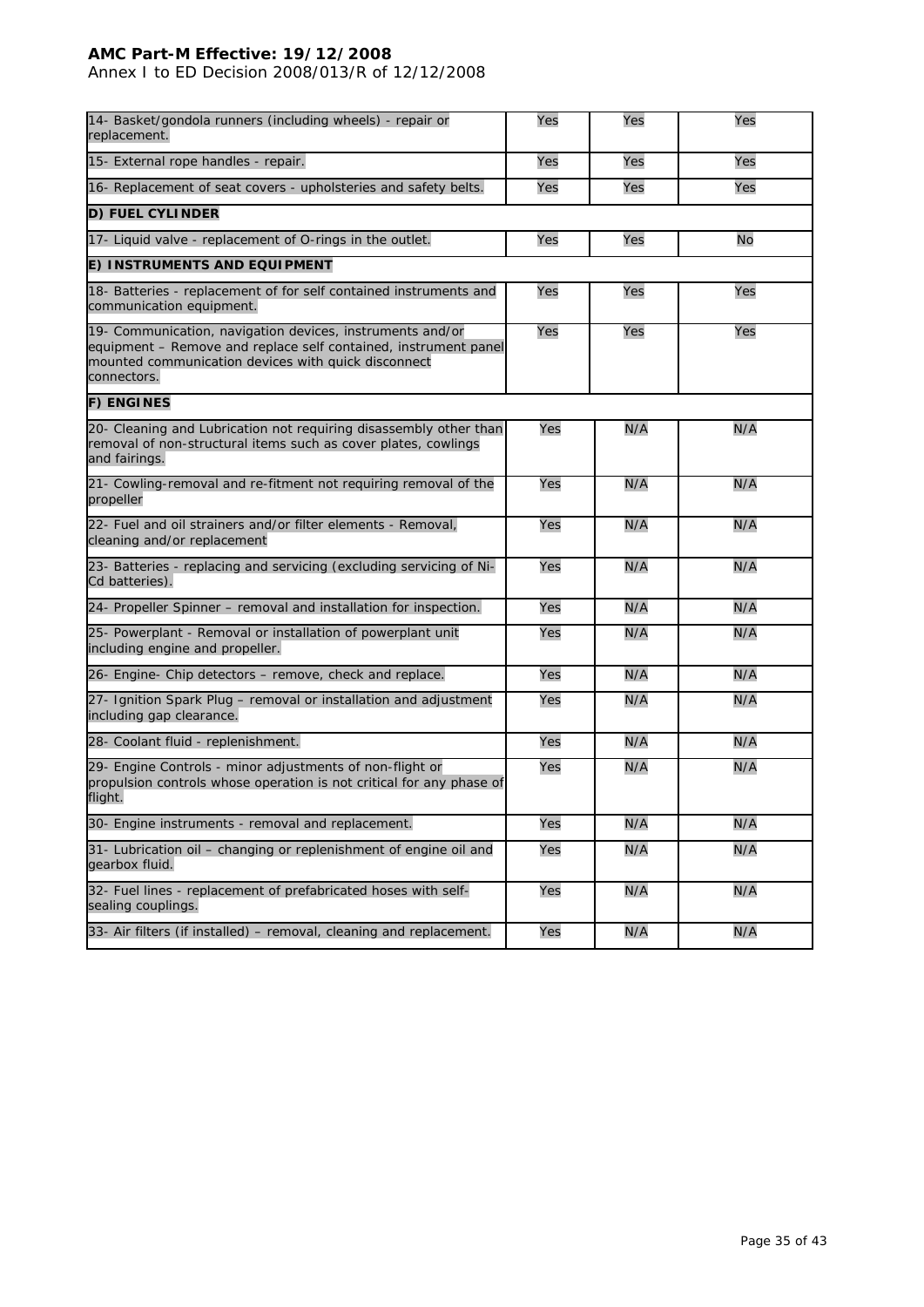| | | | |
|---|---|---|---|
| 14- Basket/gondola runners (including wheels) - repair or replacement. | Yes | Yes | Yes |
| 15- External rope handles - repair. | Yes | Yes | Yes |
| 16- Replacement of seat covers - upholsteries and safety belts. | Yes | Yes | Yes |
| **D) FUEL CYLINDER** | | | |
| 17- Liquid valve - replacement of O-rings in the outlet. | Yes | Yes | No |
| **E) INSTRUMENTS AND EQUIPMENT** | | | |
| 18- Batteries - replacement of for self contained instruments and communication equipment. | Yes | Yes | Yes |
| 19- Communication, navigation devices, instruments and/or equipment – Remove and replace self contained, instrument panel mounted communication devices with quick disconnect connectors. | Yes | Yes | Yes |
| **F) ENGINES** | | | |
| 20- Cleaning and Lubrication not requiring disassembly other than removal of non-structural items such as cover plates, cowlings and fairings. | Yes | N/A | N/A |
| 21- Cowling-removal and re-fitment not requiring removal of the propeller | Yes | N/A | N/A |
| 22- Fuel and oil strainers and/or filter elements - Removal, cleaning and/or replacement | Yes | N/A | N/A |
| 23- Batteries - replacing and servicing (excluding servicing of Ni-Cd batteries). | Yes | N/A | N/A |
| 24- Propeller Spinner – removal and installation for inspection. | Yes | N/A | N/A |
| 25- Powerplant - Removal or installation of powerplant unit including engine and propeller. | Yes | N/A | N/A |
| 26- Engine- Chip detectors – remove, check and replace. | Yes | N/A | N/A |
| 27- Ignition Spark Plug – removal or installation and adjustment including gap clearance. | Yes | N/A | N/A |
| 28- Coolant fluid - replenishment. | Yes | N/A | N/A |
| 29- Engine Controls - minor adjustments of non-flight or propulsion controls whose operation is not critical for any phase of flight. | Yes | N/A | N/A |
| 30- Engine instruments - removal and replacement. | Yes | N/A | N/A |
| 31- Lubrication oil – changing or replenishment of engine oil and gearbox fluid. | Yes | N/A | N/A |
| 32- Fuel lines - replacement of prefabricated hoses with self-sealing couplings. | Yes | N/A | N/A |
| 33- Air filters (if installed) – removal, cleaning and replacement. | Yes | N/A | N/A |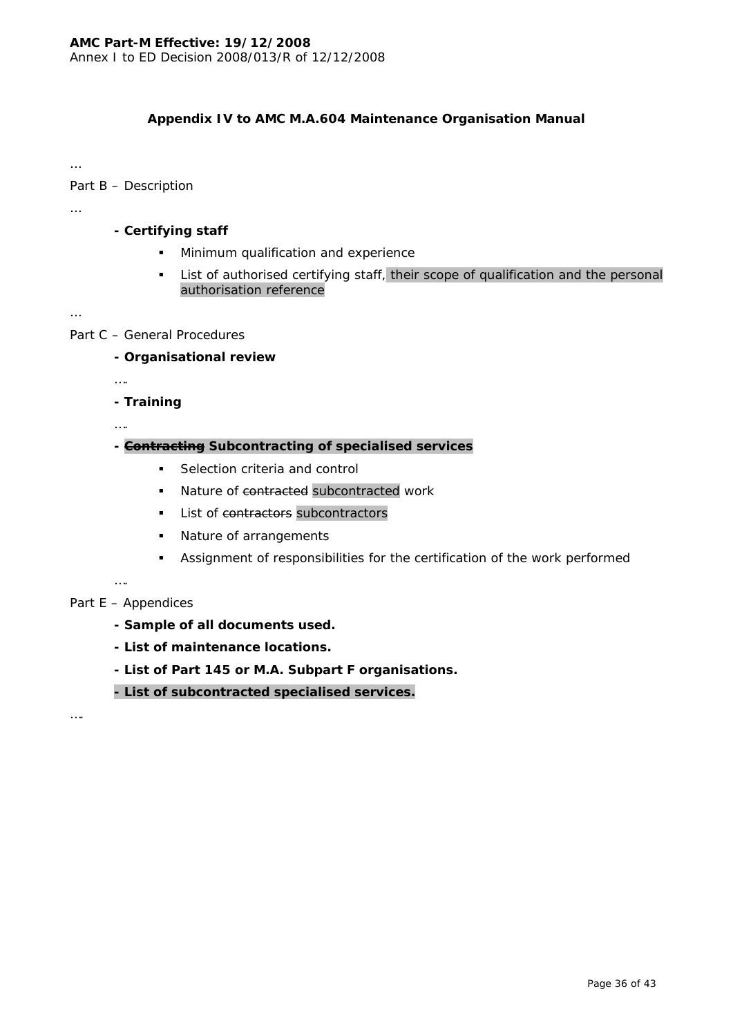**AMC Part-M Effective: 19/12/2008**
Annex I to ED Decision 2008/013/R of 12/12/2008

**Appendix IV to AMC M.A.604 Maintenance Organisation Manual**

…

Part B – Description

…

**- Certifying staff**

- Minimum qualification and experience
- List of authorised certifying staff, their scope of qualification and the personal authorisation reference

…

Part C – General Procedures

**- Organisational review**

….

**- Training**

….

**- ~~Contracting~~ Subcontracting of specialised services**

- Selection criteria and control
- Nature of ~~contracted~~ subcontracted work
- List of ~~contractors~~ subcontractors
- Nature of arrangements
- Assignment of responsibilities for the certification of the work performed

….

Part E – Appendices

**- Sample of all documents used.**

**- List of maintenance locations.**

**- List of Part 145 or M.A. Subpart F organisations.**

**- List of subcontracted specialised services.**

….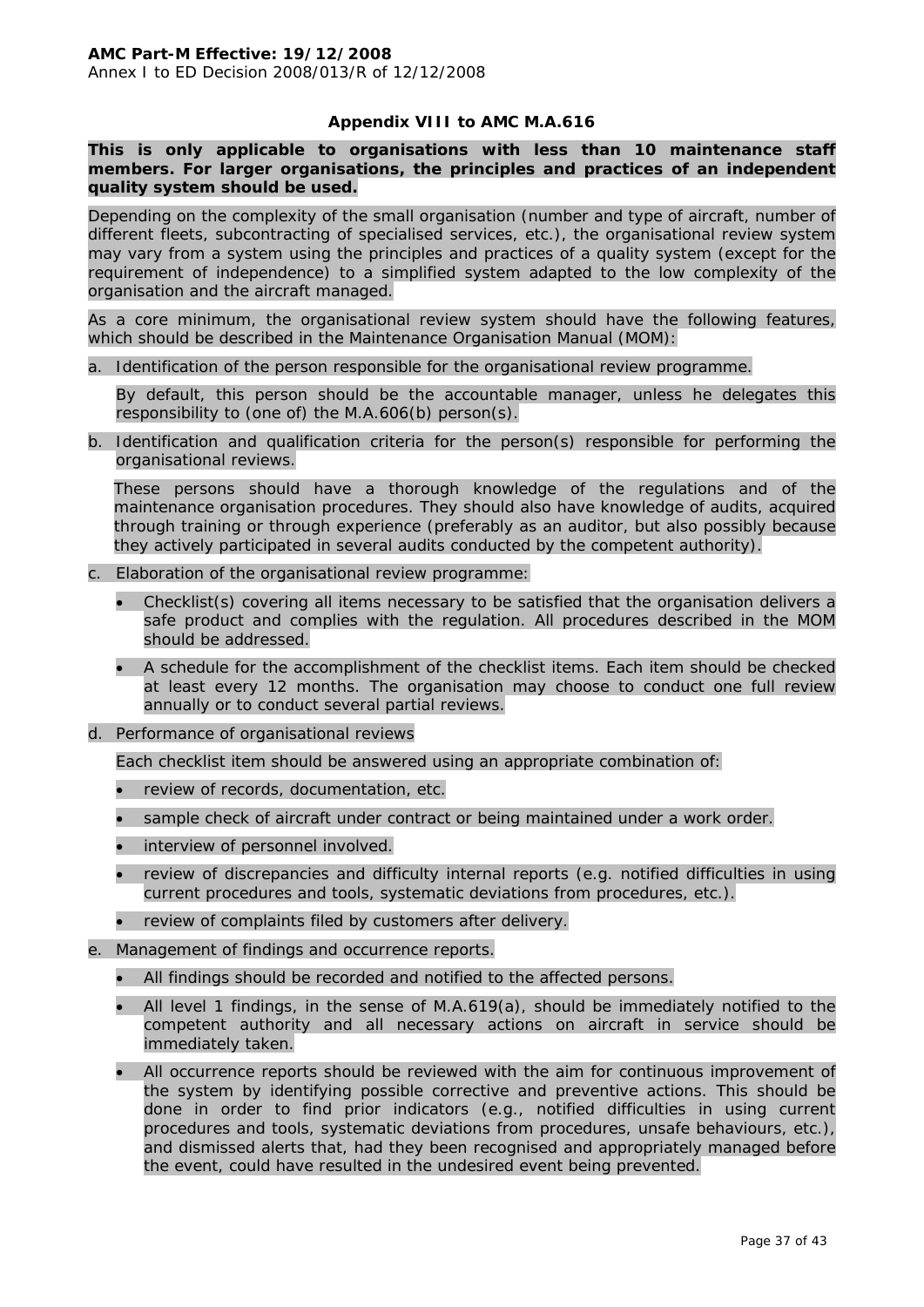## Appendix VIII to AMC M.A.616

**This is only applicable to organisations with less than 10 maintenance staff members. For larger organisations, the principles and practices of an independent quality system should be used.**

Depending on the complexity of the small organisation (number and type of aircraft, number of different fleets, subcontracting of specialised services, etc.), the organisational review system may vary from a system using the principles and practices of a quality system (except for the requirement of independence) to a simplified system adapted to the low complexity of the organisation and the aircraft managed.

As a core minimum, the organisational review system should have the following features, which should be described in the Maintenance Organisation Manual (MOM):

a. Identification of the person responsible for the organisational review programme.

   By default, this person should be the accountable manager, unless he delegates this responsibility to (one of) the M.A.606(b) person(s).

b. Identification and qualification criteria for the person(s) responsible for performing the organisational reviews.

   These persons should have a thorough knowledge of the regulations and of the maintenance organisation procedures. They should also have knowledge of audits, acquired through training or through experience (preferably as an auditor, but also possibly because they actively participated in several audits conducted by the competent authority).

c. Elaboration of the organisational review programme:

   - Checklist(s) covering all items necessary to be satisfied that the organisation delivers a safe product and complies with the regulation. All procedures described in the MOM should be addressed.
   - A schedule for the accomplishment of the checklist items. Each item should be checked at least every 12 months. The organisation may choose to conduct one full review annually or to conduct several partial reviews.

d. Performance of organisational reviews

   Each checklist item should be answered using an appropriate combination of:

   - review of records, documentation, etc.
   - sample check of aircraft under contract or being maintained under a work order.
   - interview of personnel involved.
   - review of discrepancies and difficulty internal reports (e.g. notified difficulties in using current procedures and tools, systematic deviations from procedures, etc.).
   - review of complaints filed by customers after delivery.

e. Management of findings and occurrence reports.

   - All findings should be recorded and notified to the affected persons.
   - All level 1 findings, in the sense of M.A.619(a), should be immediately notified to the competent authority and all necessary actions on aircraft in service should be immediately taken.
   - All occurrence reports should be reviewed with the aim for continuous improvement of the system by identifying possible corrective and preventive actions. This should be done in order to find prior indicators (e.g., notified difficulties in using current procedures and tools, systematic deviations from procedures, unsafe behaviours, etc.), and dismissed alerts that, had they been recognised and appropriately managed before the event, could have resulted in the undesired event being prevented.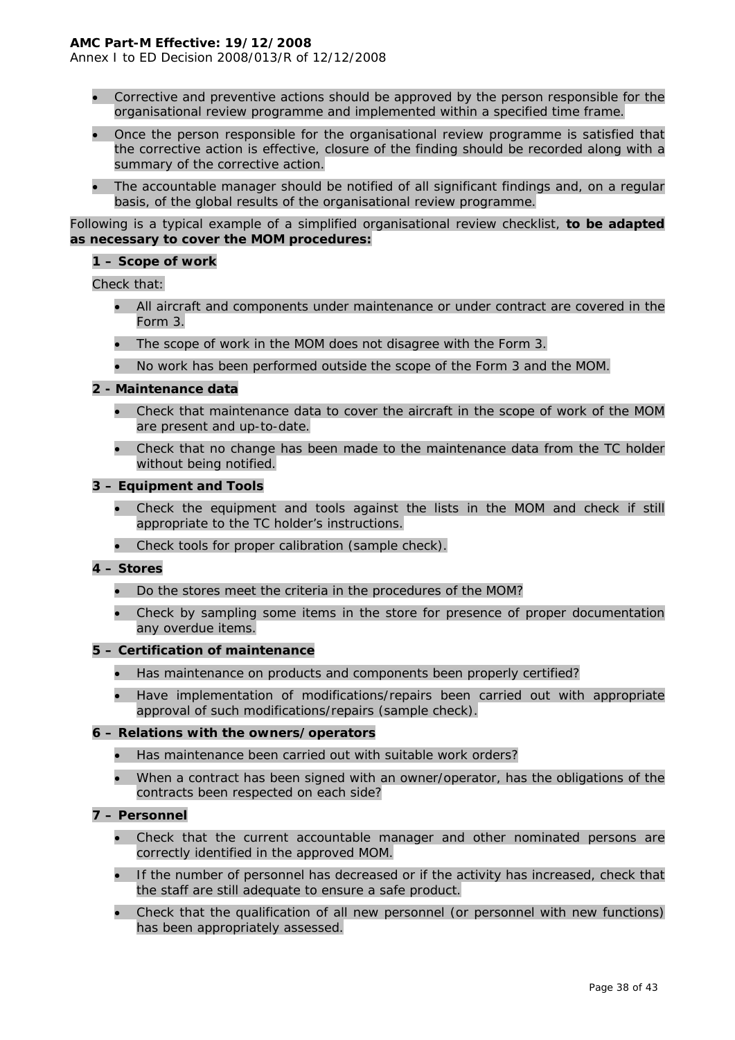- Corrective and preventive actions should be approved by the person responsible for the organisational review programme and implemented within a specified time frame.
- Once the person responsible for the organisational review programme is satisfied that the corrective action is effective, closure of the finding should be recorded along with a summary of the corrective action.
- The accountable manager should be notified of all significant findings and, on a regular basis, of the global results of the organisational review programme.

Following is a typical example of a simplified organisational review checklist, **to be adapted as necessary to cover the MOM procedures:**

**1 – Scope of work**

Check that:

- All aircraft and components under maintenance or under contract are covered in the Form 3.
- The scope of work in the MOM does not disagree with the Form 3.
- No work has been performed outside the scope of the Form 3 and the MOM.

**2 - Maintenance data**

- Check that maintenance data to cover the aircraft in the scope of work of the MOM are present and up-to-date.
- Check that no change has been made to the maintenance data from the TC holder without being notified.

**3 – Equipment and Tools**

- Check the equipment and tools against the lists in the MOM and check if still appropriate to the TC holder's instructions.
- Check tools for proper calibration (sample check).

**4 – Stores**

- Do the stores meet the criteria in the procedures of the MOM?
- Check by sampling some items in the store for presence of proper documentation any overdue items.

**5 – Certification of maintenance**

- Has maintenance on products and components been properly certified?
- Have implementation of modifications/repairs been carried out with appropriate approval of such modifications/repairs (sample check).

**6 – Relations with the owners/operators**

- Has maintenance been carried out with suitable work orders?
- When a contract has been signed with an owner/operator, has the obligations of the contracts been respected on each side?

**7 – Personnel**

- Check that the current accountable manager and other nominated persons are correctly identified in the approved MOM.
- If the number of personnel has decreased or if the activity has increased, check that the staff are still adequate to ensure a safe product.
- Check that the qualification of all new personnel (or personnel with new functions) has been appropriately assessed.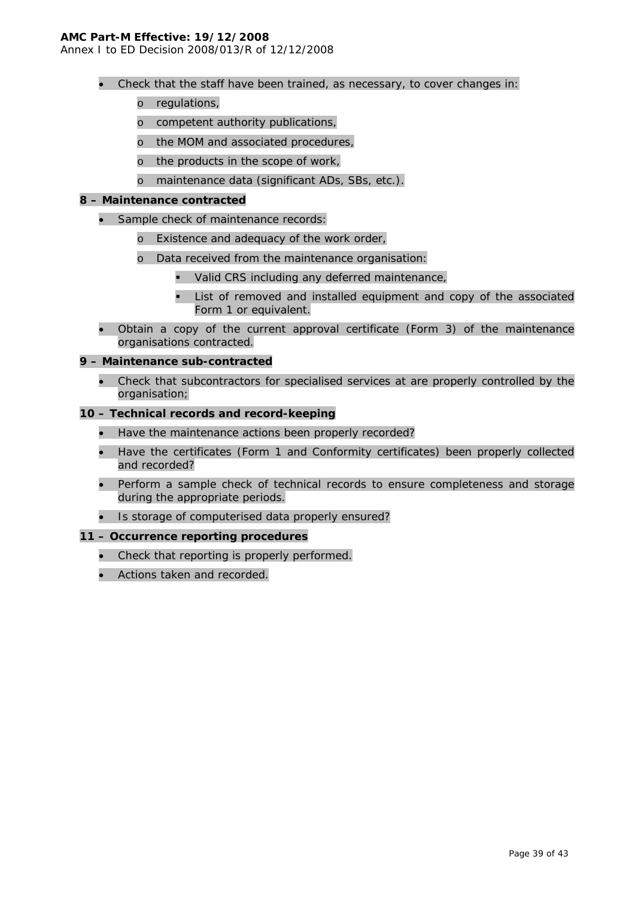- Check that the staff have been trained, as necessary, to cover changes in:
    - regulations,
    - competent authority publications,
    - the MOM and associated procedures,
    - the products in the scope of work,
    - maintenance data (significant ADs, SBs, etc.).

**8 – Maintenance contracted**

- Sample check of maintenance records:
    - Existence and adequacy of the work order,
    - Data received from the maintenance organisation:
        - Valid CRS including any deferred maintenance,
        - List of removed and installed equipment and copy of the associated Form 1 or equivalent.
- Obtain a copy of the current approval certificate (Form 3) of the maintenance organisations contracted.

**9 – Maintenance sub-contracted**

- Check that subcontractors for specialised services at are properly controlled by the organisation;

**10 – Technical records and record-keeping**

- Have the maintenance actions been properly recorded?
- Have the certificates (Form 1 and Conformity certificates) been properly collected and recorded?
- Perform a sample check of technical records to ensure completeness and storage during the appropriate periods.
- Is storage of computerised data properly ensured?

**11 – Occurrence reporting procedures**

- Check that reporting is properly performed.
- Actions taken and recorded.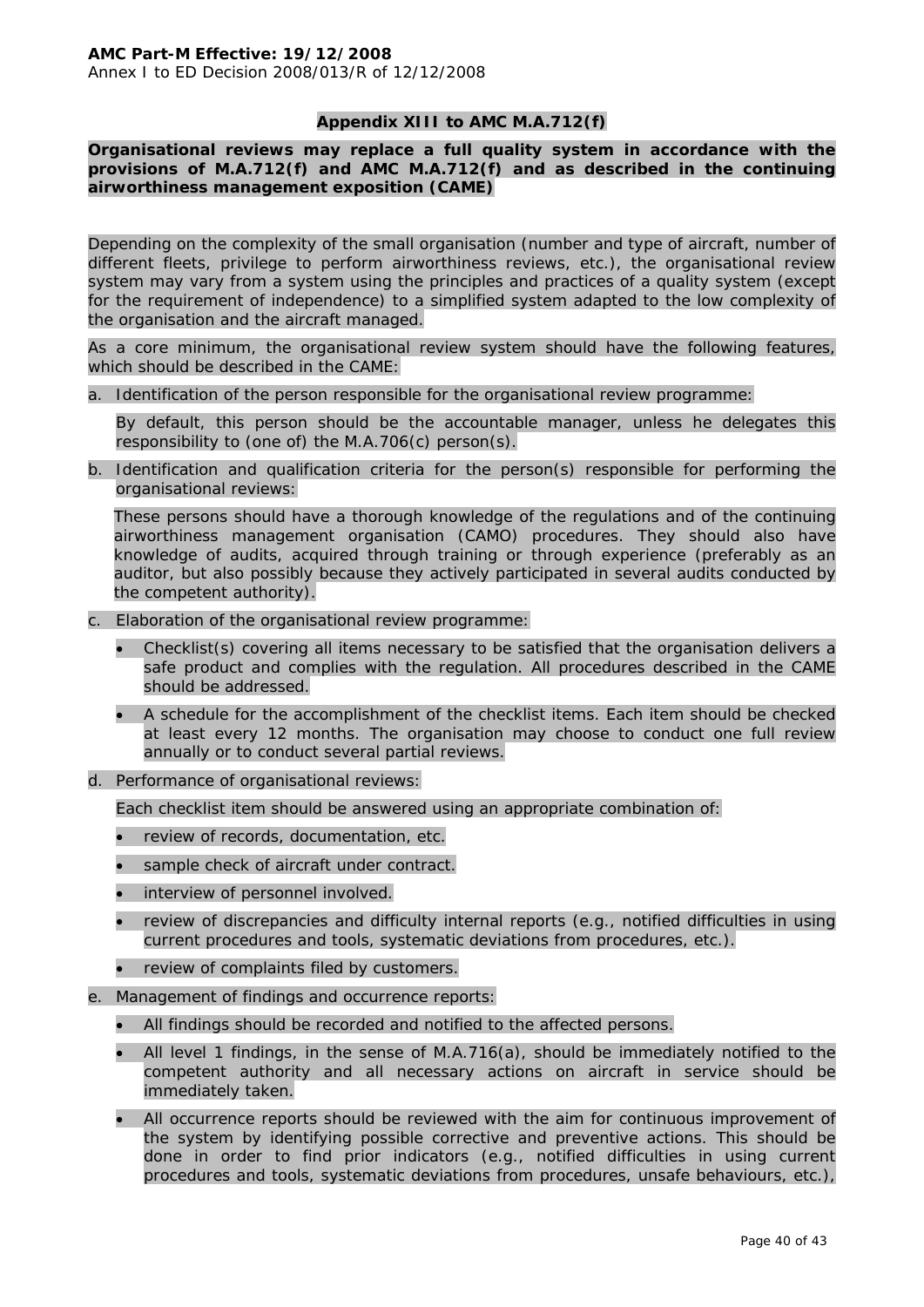## Appendix XIII to AMC M.A.712(f)

**Organisational reviews may replace a full quality system in accordance with the provisions of M.A.712(f) and AMC M.A.712(f) and as described in the continuing airworthiness management exposition (CAME)**

Depending on the complexity of the small organisation (number and type of aircraft, number of different fleets, privilege to perform airworthiness reviews, etc.), the organisational review system may vary from a system using the principles and practices of a quality system (except for the requirement of independence) to a simplified system adapted to the low complexity of the organisation and the aircraft managed.

As a core minimum, the organisational review system should have the following features, which should be described in the CAME:

a. Identification of the person responsible for the organisational review programme:

   By default, this person should be the accountable manager, unless he delegates this responsibility to (one of) the M.A.706(c) person(s).

b. Identification and qualification criteria for the person(s) responsible for performing the organisational reviews:

   These persons should have a thorough knowledge of the regulations and of the continuing airworthiness management organisation (CAMO) procedures. They should also have knowledge of audits, acquired through training or through experience (preferably as an auditor, but also possibly because they actively participated in several audits conducted by the competent authority).

c. Elaboration of the organisational review programme:

   - Checklist(s) covering all items necessary to be satisfied that the organisation delivers a safe product and complies with the regulation. All procedures described in the CAME should be addressed.
   - A schedule for the accomplishment of the checklist items. Each item should be checked at least every 12 months. The organisation may choose to conduct one full review annually or to conduct several partial reviews.

d. Performance of organisational reviews:

   Each checklist item should be answered using an appropriate combination of:

   - review of records, documentation, etc.
   - sample check of aircraft under contract.
   - interview of personnel involved.
   - review of discrepancies and difficulty internal reports (e.g., notified difficulties in using current procedures and tools, systematic deviations from procedures, etc.).
   - review of complaints filed by customers.

e. Management of findings and occurrence reports:

   - All findings should be recorded and notified to the affected persons.
   - All level 1 findings, in the sense of M.A.716(a), should be immediately notified to the competent authority and all necessary actions on aircraft in service should be immediately taken.
   - All occurrence reports should be reviewed with the aim for continuous improvement of the system by identifying possible corrective and preventive actions. This should be done in order to find prior indicators (e.g., notified difficulties in using current procedures and tools, systematic deviations from procedures, unsafe behaviours, etc.),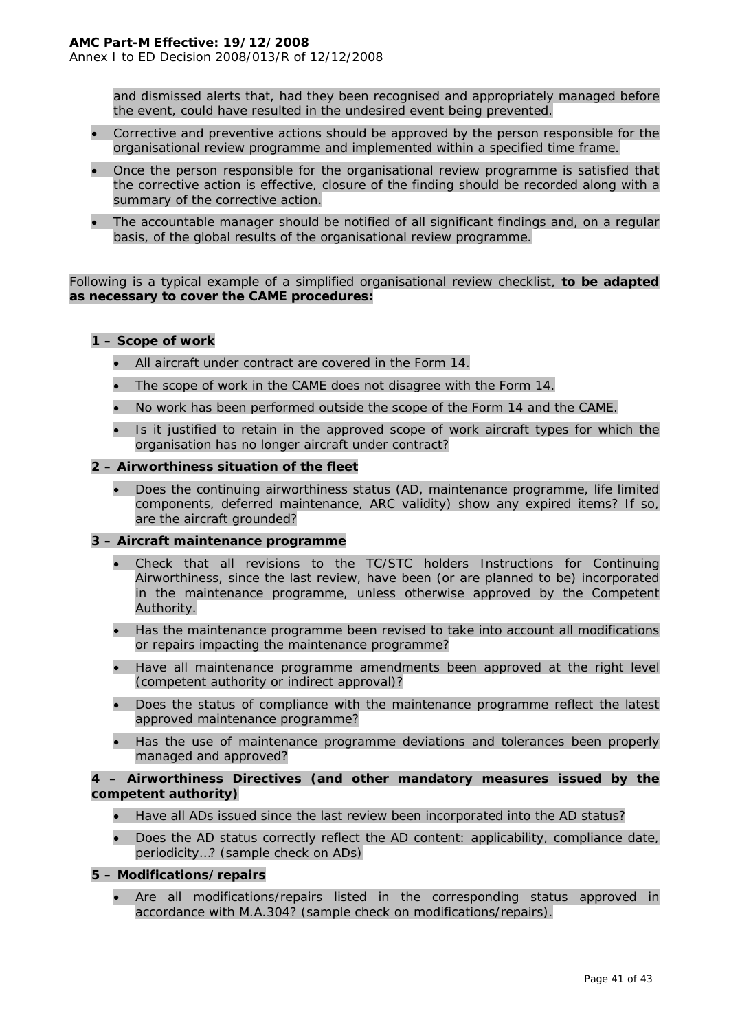and dismissed alerts that, had they been recognised and appropriately managed before the event, could have resulted in the undesired event being prevented.

- Corrective and preventive actions should be approved by the person responsible for the organisational review programme and implemented within a specified time frame.
- Once the person responsible for the organisational review programme is satisfied that the corrective action is effective, closure of the finding should be recorded along with a summary of the corrective action.
- The accountable manager should be notified of all significant findings and, on a regular basis, of the global results of the organisational review programme.

Following is a typical example of a simplified organisational review checklist, **to be adapted as necessary to cover the CAME procedures:**

**1 – Scope of work**

- All aircraft under contract are covered in the Form 14.
- The scope of work in the CAME does not disagree with the Form 14.
- No work has been performed outside the scope of the Form 14 and the CAME.
- Is it justified to retain in the approved scope of work aircraft types for which the organisation has no longer aircraft under contract?

**2 – Airworthiness situation of the fleet**

- Does the continuing airworthiness status (AD, maintenance programme, life limited components, deferred maintenance, ARC validity) show any expired items? If so, are the aircraft grounded?

**3 – Aircraft maintenance programme**

- Check that all revisions to the TC/STC holders Instructions for Continuing Airworthiness, since the last review, have been (or are planned to be) incorporated in the maintenance programme, unless otherwise approved by the Competent Authority.
- Has the maintenance programme been revised to take into account all modifications or repairs impacting the maintenance programme?
- Have all maintenance programme amendments been approved at the right level (competent authority or indirect approval)?
- Does the status of compliance with the maintenance programme reflect the latest approved maintenance programme?
- Has the use of maintenance programme deviations and tolerances been properly managed and approved?

**4 – Airworthiness Directives (and other mandatory measures issued by the competent authority)**

- Have all ADs issued since the last review been incorporated into the AD status?
- Does the AD status correctly reflect the AD content: applicability, compliance date, periodicity…? (sample check on ADs)

**5 – Modifications/repairs**

- Are all modifications/repairs listed in the corresponding status approved in accordance with M.A.304? (sample check on modifications/repairs).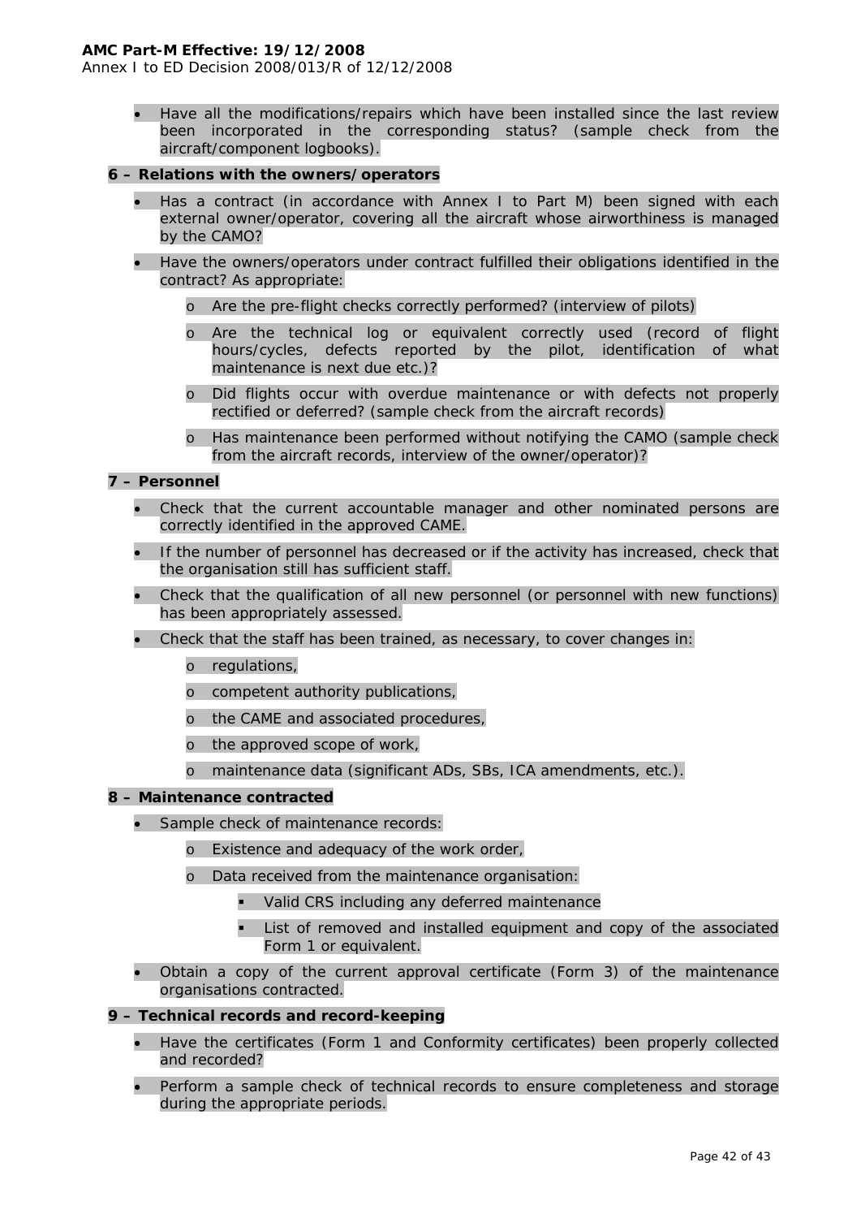- Have all the modifications/repairs which have been installed since the last review been incorporated in the corresponding status? (sample check from the aircraft/component logbooks).

**6 – Relations with the owners/operators**

- Has a contract (in accordance with Annex I to Part M) been signed with each external owner/operator, covering all the aircraft whose airworthiness is managed by the CAMO?
- Have the owners/operators under contract fulfilled their obligations identified in the contract? As appropriate:
  - Are the pre-flight checks correctly performed? (interview of pilots)
  - Are the technical log or equivalent correctly used (record of flight hours/cycles, defects reported by the pilot, identification of what maintenance is next due etc.)?
  - Did flights occur with overdue maintenance or with defects not properly rectified or deferred? (sample check from the aircraft records)
  - Has maintenance been performed without notifying the CAMO (sample check from the aircraft records, interview of the owner/operator)?

**7 – Personnel**

- Check that the current accountable manager and other nominated persons are correctly identified in the approved CAME.
- If the number of personnel has decreased or if the activity has increased, check that the organisation still has sufficient staff.
- Check that the qualification of all new personnel (or personnel with new functions) has been appropriately assessed.
- Check that the staff has been trained, as necessary, to cover changes in:
  - regulations,
  - competent authority publications,
  - the CAME and associated procedures,
  - the approved scope of work,
  - maintenance data (significant ADs, SBs, ICA amendments, etc.).

**8 – Maintenance contracted**

- Sample check of maintenance records:
  - Existence and adequacy of the work order,
  - Data received from the maintenance organisation:
    - Valid CRS including any deferred maintenance
    - List of removed and installed equipment and copy of the associated Form 1 or equivalent.
- Obtain a copy of the current approval certificate (Form 3) of the maintenance organisations contracted.

**9 – Technical records and record-keeping**

- Have the certificates (Form 1 and Conformity certificates) been properly collected and recorded?
- Perform a sample check of technical records to ensure completeness and storage during the appropriate periods.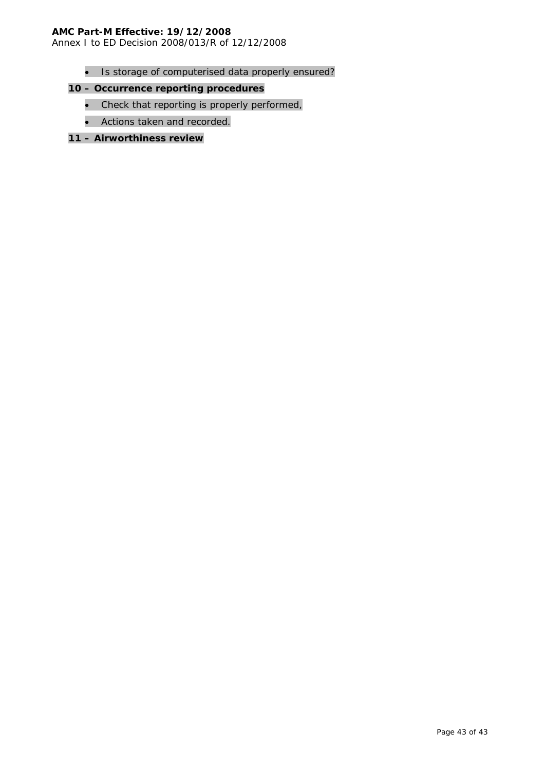- Is storage of computerised data properly ensured?

**10 – Occurrence reporting procedures**

- Check that reporting is properly performed,
- Actions taken and recorded.

**11 – Airworthiness review**